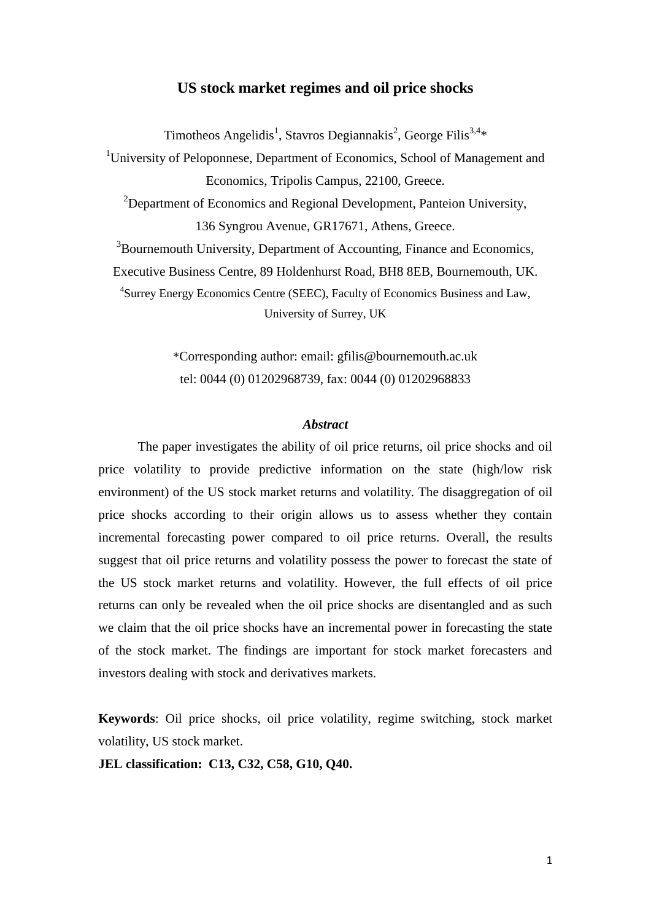# US stock market regimes and oil price shocks

Timotheos Angelidis[1], Stavros Degiannakis[2], George Filis[3,4]*

[1]University of Peloponnese, Department of Economics, School of Management and Economics, Tripolis Campus, 22100, Greece.

[2]Department of Economics and Regional Development, Panteion University, 136 Syngrou Avenue, GR17671, Athens, Greece.

[3]Bournemouth University, Department of Accounting, Finance and Economics, Executive Business Centre, 89 Holdenhurst Road, BH8 8EB, Bournemouth, UK.

[4]Surrey Energy Economics Centre (SEEC), Faculty of Economics Business and Law, University of Surrey, UK

*Corresponding author: email: gfilis@bournemouth.ac.uk
tel: 0044 (0) 01202968739, fax: 0044 (0) 01202968833

### *Abstract*

The paper investigates the ability of oil price returns, oil price shocks and oil price volatility to provide predictive information on the state (high/low risk environment) of the US stock market returns and volatility. The disaggregation of oil price shocks according to their origin allows us to assess whether they contain incremental forecasting power compared to oil price returns. Overall, the results suggest that oil price returns and volatility possess the power to forecast the state of the US stock market returns and volatility. However, the full effects of oil price returns can only be revealed when the oil price shocks are disentangled and as such we claim that the oil price shocks have an incremental power in forecasting the state of the stock market. The findings are important for stock market forecasters and investors dealing with stock and derivatives markets.

**Keywords**: Oil price shocks, oil price volatility, regime switching, stock market volatility, US stock market.

**JEL classification: C13, C32, C58, G10, Q40.**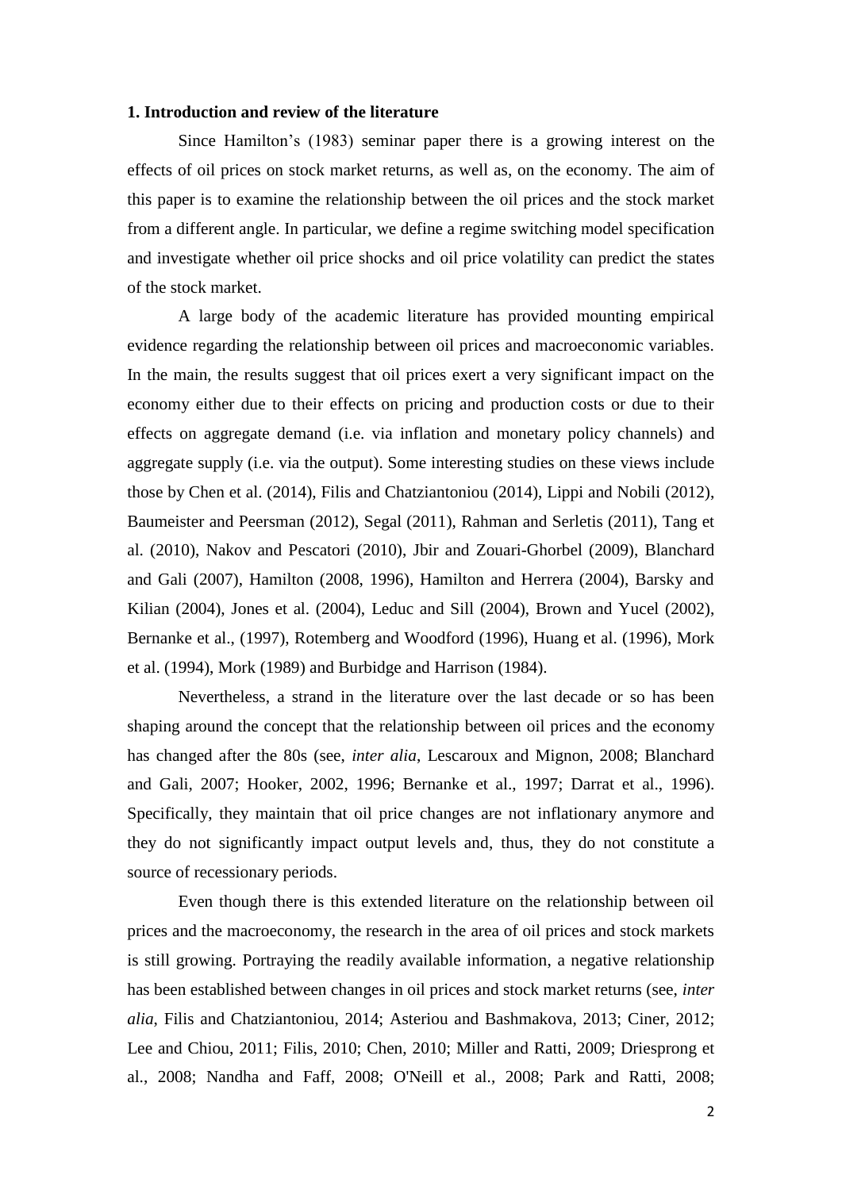## 1. Introduction and review of the literature

Since Hamilton's (1983) seminar paper there is a growing interest on the effects of oil prices on stock market returns, as well as, on the economy. The aim of this paper is to examine the relationship between the oil prices and the stock market from a different angle. In particular, we define a regime switching model specification and investigate whether oil price shocks and oil price volatility can predict the states of the stock market.

A large body of the academic literature has provided mounting empirical evidence regarding the relationship between oil prices and macroeconomic variables. In the main, the results suggest that oil prices exert a very significant impact on the economy either due to their effects on pricing and production costs or due to their effects on aggregate demand (i.e. via inflation and monetary policy channels) and aggregate supply (i.e. via the output). Some interesting studies on these views include those by Chen et al. (2014), Filis and Chatziantoniou (2014), Lippi and Nobili (2012), Baumeister and Peersman (2012), Segal (2011), Rahman and Serletis (2011), Tang et al. (2010), Nakov and Pescatori (2010), Jbir and Zouari-Ghorbel (2009), Blanchard and Gali (2007), Hamilton (2008, 1996), Hamilton and Herrera (2004), Barsky and Kilian (2004), Jones et al. (2004), Leduc and Sill (2004), Brown and Yucel (2002), Bernanke et al., (1997), Rotemberg and Woodford (1996), Huang et al. (1996), Mork et al. (1994), Mork (1989) and Burbidge and Harrison (1984).

Nevertheless, a strand in the literature over the last decade or so has been shaping around the concept that the relationship between oil prices and the economy has changed after the 80s (see, *inter alia*, Lescaroux and Mignon, 2008; Blanchard and Gali, 2007; Hooker, 2002, 1996; Bernanke et al., 1997; Darrat et al., 1996). Specifically, they maintain that oil price changes are not inflationary anymore and they do not significantly impact output levels and, thus, they do not constitute a source of recessionary periods.

Even though there is this extended literature on the relationship between oil prices and the macroeconomy, the research in the area of oil prices and stock markets is still growing. Portraying the readily available information, a negative relationship has been established between changes in oil prices and stock market returns (see, *inter alia*, Filis and Chatziantoniou, 2014; Asteriou and Bashmakova, 2013; Ciner, 2012; Lee and Chiou, 2011; Filis, 2010; Chen, 2010; Miller and Ratti, 2009; Driesprong et al., 2008; Nandha and Faff, 2008; O'Neill et al., 2008; Park and Ratti, 2008;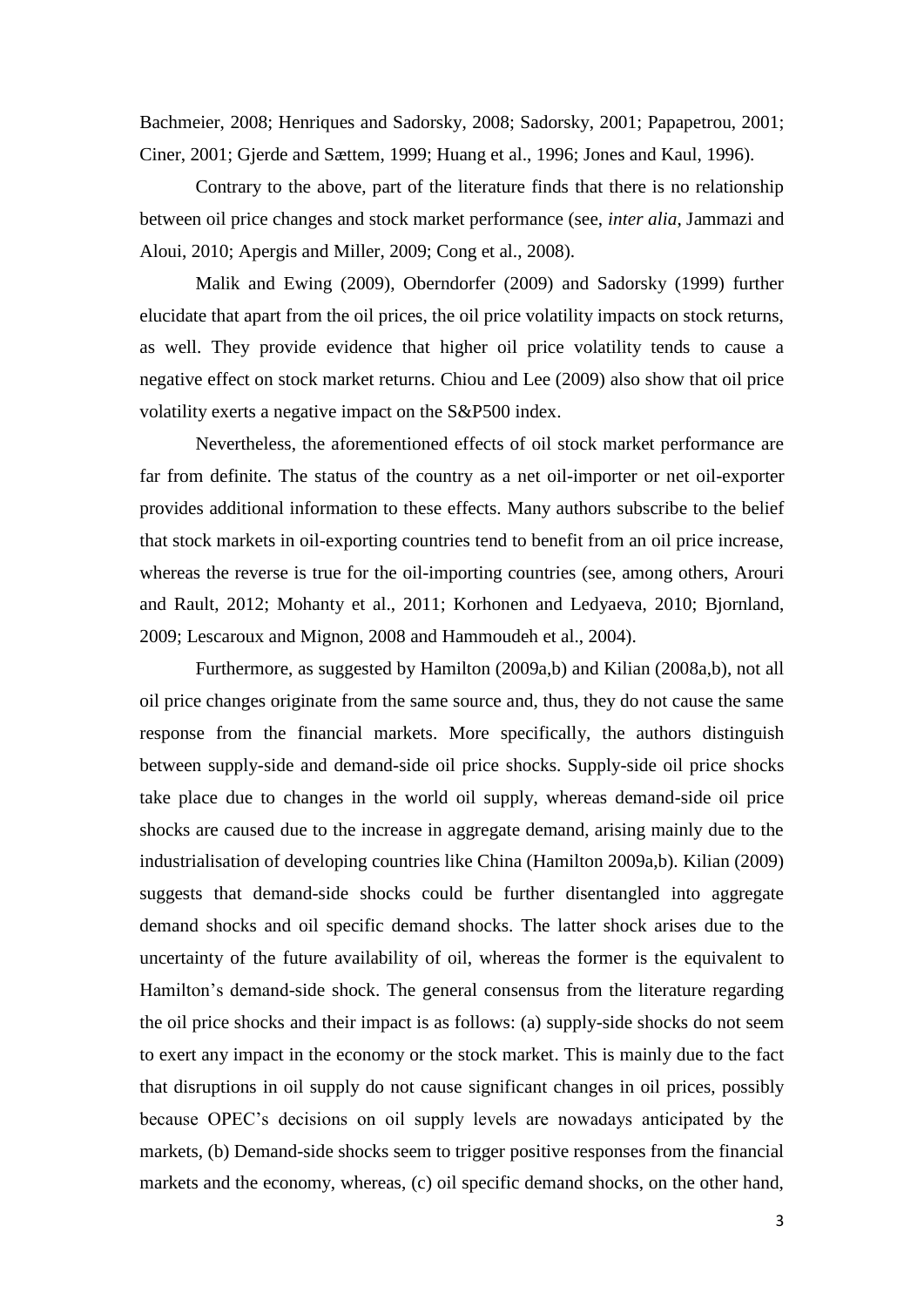Bachmeier, 2008; Henriques and Sadorsky, 2008; Sadorsky, 2001; Papapetrou, 2001; Ciner, 2001; Gjerde and Sættem, 1999; Huang et al., 1996; Jones and Kaul, 1996).

Contrary to the above, part of the literature finds that there is no relationship between oil price changes and stock market performance (see, *inter alia*, Jammazi and Aloui, 2010; Apergis and Miller, 2009; Cong et al., 2008).

Malik and Ewing (2009), Oberndorfer (2009) and Sadorsky (1999) further elucidate that apart from the oil prices, the oil price volatility impacts on stock returns, as well. They provide evidence that higher oil price volatility tends to cause a negative effect on stock market returns. Chiou and Lee (2009) also show that oil price volatility exerts a negative impact on the S&P500 index.

Nevertheless, the aforementioned effects of oil stock market performance are far from definite. The status of the country as a net oil-importer or net oil-exporter provides additional information to these effects. Many authors subscribe to the belief that stock markets in oil-exporting countries tend to benefit from an oil price increase, whereas the reverse is true for the oil-importing countries (see, among others, Arouri and Rault, 2012; Mohanty et al., 2011; Korhonen and Ledyaeva, 2010; Bjornland, 2009; Lescaroux and Mignon, 2008 and Hammoudeh et al., 2004).

Furthermore, as suggested by Hamilton (2009a,b) and Kilian (2008a,b), not all oil price changes originate from the same source and, thus, they do not cause the same response from the financial markets. More specifically, the authors distinguish between supply-side and demand-side oil price shocks. Supply-side oil price shocks take place due to changes in the world oil supply, whereas demand-side oil price shocks are caused due to the increase in aggregate demand, arising mainly due to the industrialisation of developing countries like China (Hamilton 2009a,b). Kilian (2009) suggests that demand-side shocks could be further disentangled into aggregate demand shocks and oil specific demand shocks. The latter shock arises due to the uncertainty of the future availability of oil, whereas the former is the equivalent to Hamilton's demand-side shock. The general consensus from the literature regarding the oil price shocks and their impact is as follows: (a) supply-side shocks do not seem to exert any impact in the economy or the stock market. This is mainly due to the fact that disruptions in oil supply do not cause significant changes in oil prices, possibly because OPEC's decisions on oil supply levels are nowadays anticipated by the markets, (b) Demand-side shocks seem to trigger positive responses from the financial markets and the economy, whereas, (c) oil specific demand shocks, on the other hand,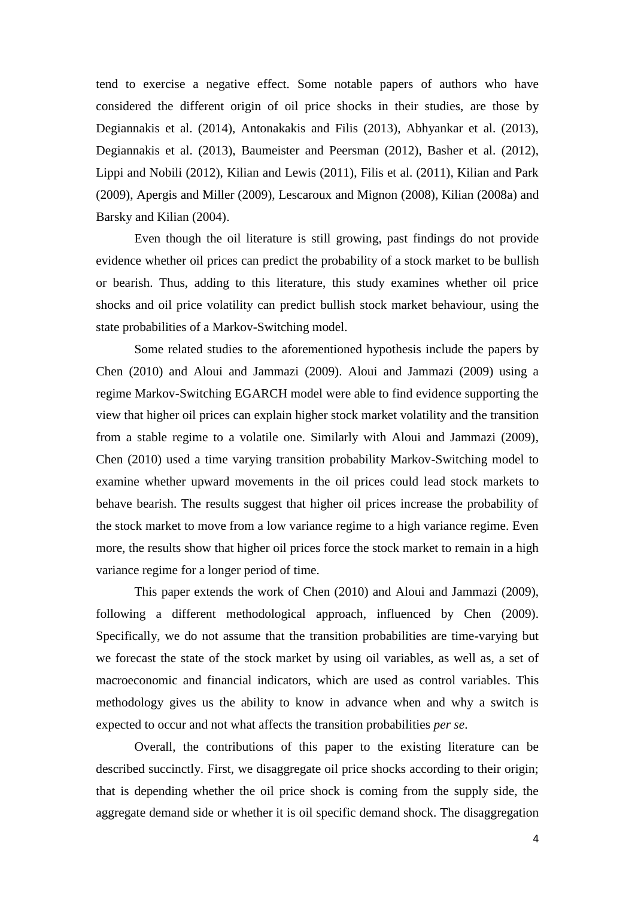tend to exercise a negative effect. Some notable papers of authors who have considered the different origin of oil price shocks in their studies, are those by Degiannakis et al. (2014), Antonakakis and Filis (2013), Abhyankar et al. (2013), Degiannakis et al. (2013), Baumeister and Peersman (2012), Basher et al. (2012), Lippi and Nobili (2012), Kilian and Lewis (2011), Filis et al. (2011), Kilian and Park (2009), Apergis and Miller (2009), Lescaroux and Mignon (2008), Kilian (2008a) and Barsky and Kilian (2004).

Even though the oil literature is still growing, past findings do not provide evidence whether oil prices can predict the probability of a stock market to be bullish or bearish. Thus, adding to this literature, this study examines whether oil price shocks and oil price volatility can predict bullish stock market behaviour, using the state probabilities of a Markov-Switching model.

Some related studies to the aforementioned hypothesis include the papers by Chen (2010) and Aloui and Jammazi (2009). Aloui and Jammazi (2009) using a regime Markov-Switching EGARCH model were able to find evidence supporting the view that higher oil prices can explain higher stock market volatility and the transition from a stable regime to a volatile one. Similarly with Aloui and Jammazi (2009), Chen (2010) used a time varying transition probability Markov-Switching model to examine whether upward movements in the oil prices could lead stock markets to behave bearish. The results suggest that higher oil prices increase the probability of the stock market to move from a low variance regime to a high variance regime. Even more, the results show that higher oil prices force the stock market to remain in a high variance regime for a longer period of time.

This paper extends the work of Chen (2010) and Aloui and Jammazi (2009), following a different methodological approach, influenced by Chen (2009). Specifically, we do not assume that the transition probabilities are time-varying but we forecast the state of the stock market by using oil variables, as well as, a set of macroeconomic and financial indicators, which are used as control variables. This methodology gives us the ability to know in advance when and why a switch is expected to occur and not what affects the transition probabilities *per se*.

Overall, the contributions of this paper to the existing literature can be described succinctly. First, we disaggregate oil price shocks according to their origin; that is depending whether the oil price shock is coming from the supply side, the aggregate demand side or whether it is oil specific demand shock. The disaggregation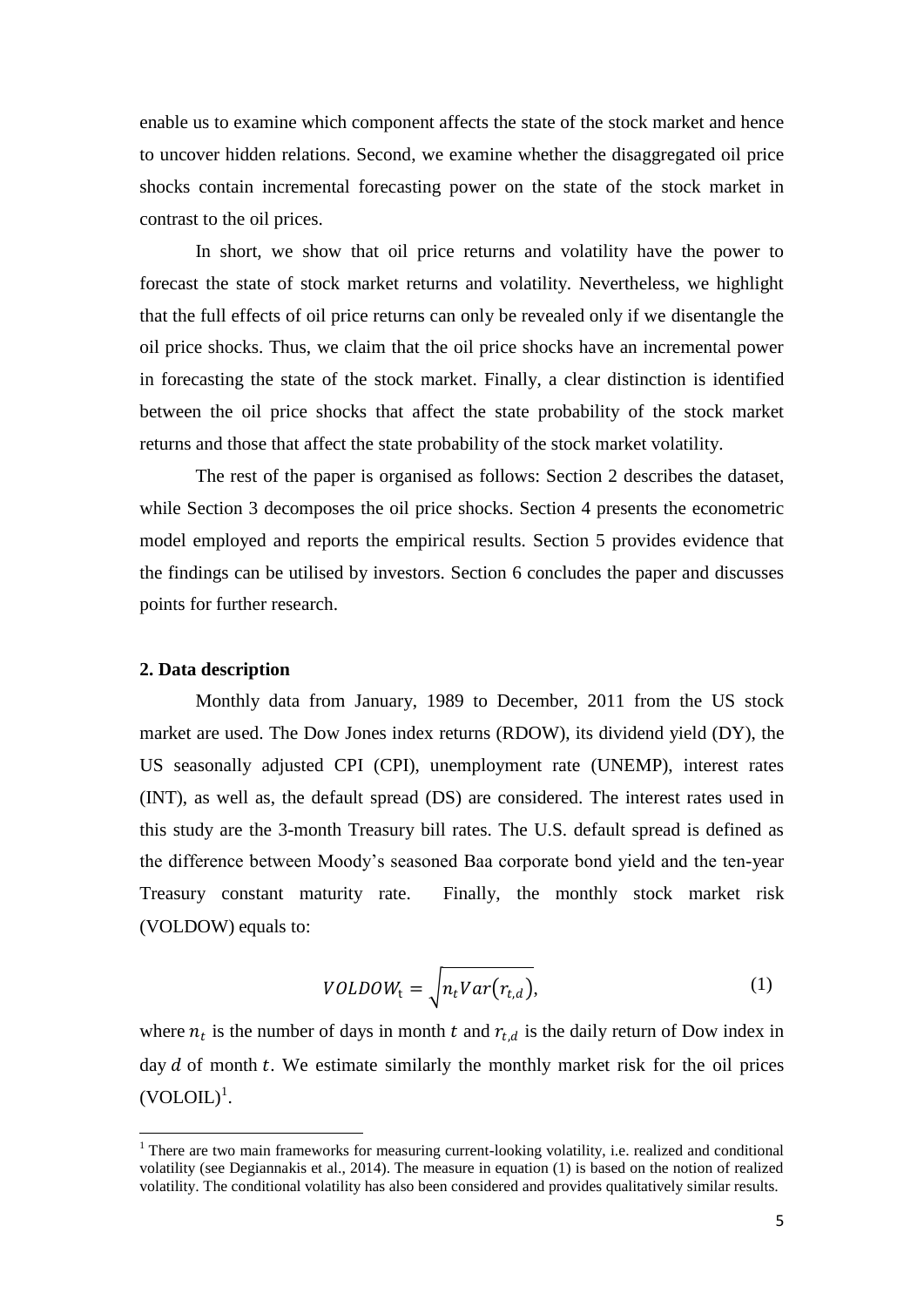enable us to examine which component affects the state of the stock market and hence to uncover hidden relations. Second, we examine whether the disaggregated oil price shocks contain incremental forecasting power on the state of the stock market in contrast to the oil prices.

In short, we show that oil price returns and volatility have the power to forecast the state of stock market returns and volatility. Nevertheless, we highlight that the full effects of oil price returns can only be revealed only if we disentangle the oil price shocks. Thus, we claim that the oil price shocks have an incremental power in forecasting the state of the stock market. Finally, a clear distinction is identified between the oil price shocks that affect the state probability of the stock market returns and those that affect the state probability of the stock market volatility.

The rest of the paper is organised as follows: Section 2 describes the dataset, while Section 3 decomposes the oil price shocks. Section 4 presents the econometric model employed and reports the empirical results. Section 5 provides evidence that the findings can be utilised by investors. Section 6 concludes the paper and discusses points for further research.

## 2. Data description

Monthly data from January, 1989 to December, 2011 from the US stock market are used. The Dow Jones index returns (RDOW), its dividend yield (DY), the US seasonally adjusted CPI (CPI), unemployment rate (UNEMP), interest rates (INT), as well as, the default spread (DS) are considered. The interest rates used in this study are the 3-month Treasury bill rates. The U.S. default spread is defined as the difference between Moody's seasoned Baa corporate bond yield and the ten-year Treasury constant maturity rate. Finally, the monthly stock market risk (VOLDOW) equals to:

$$VOLDOW_t = \sqrt{n_t Var(r_{t,d})}, \tag{1}$$

where $n_t$ is the number of days in month $t$ and $r_{t,d}$ is the daily return of Dow index in day $d$ of month $t$. We estimate similarly the monthly market risk for the oil prices (VOLOIL)[1].

---

[1] There are two main frameworks for measuring current-looking volatility, i.e. realized and conditional volatility (see Degiannakis et al., 2014). The measure in equation (1) is based on the notion of realized volatility. The conditional volatility has also been considered and provides qualitatively similar results.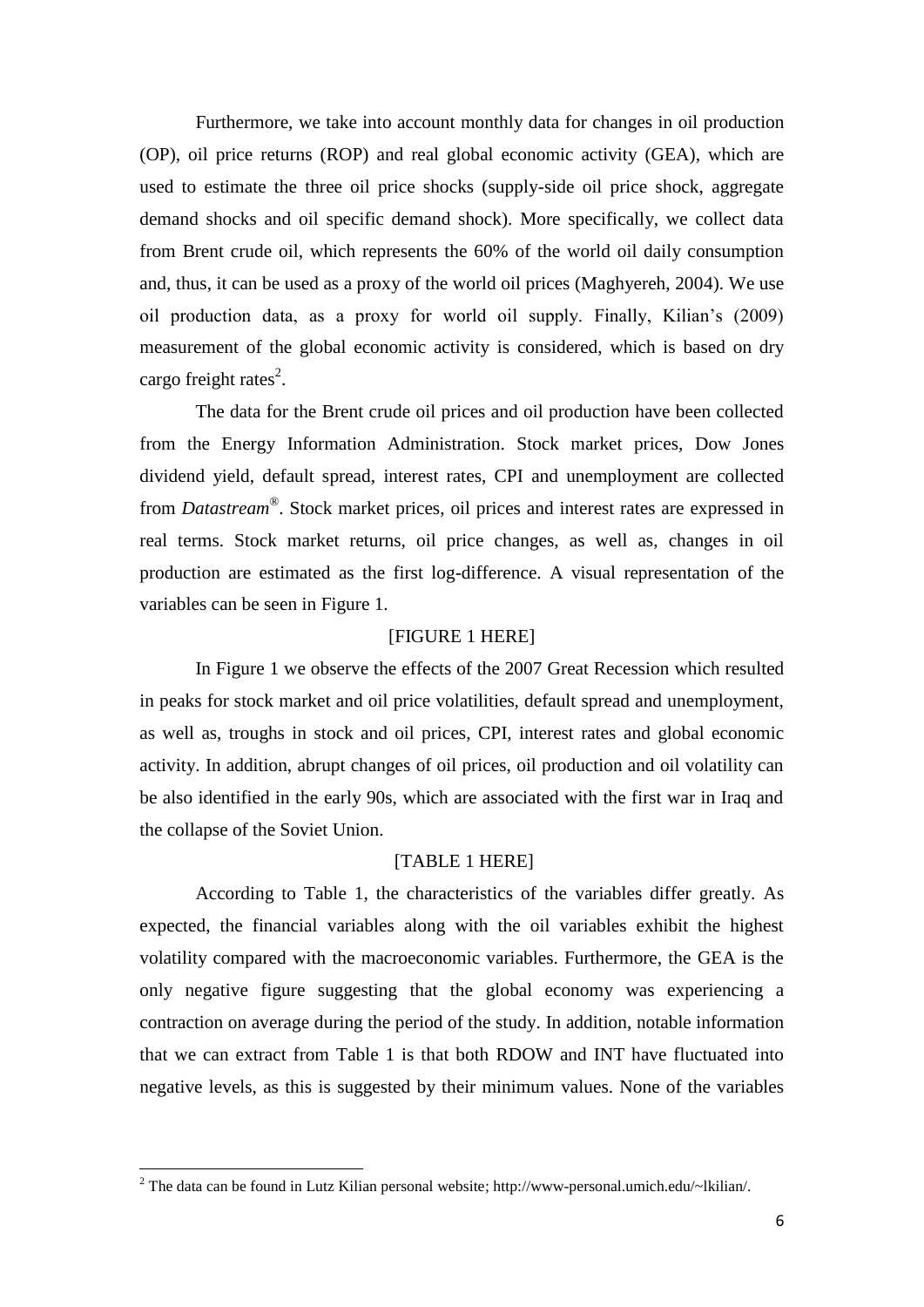Furthermore, we take into account monthly data for changes in oil production (OP), oil price returns (ROP) and real global economic activity (GEA), which are used to estimate the three oil price shocks (supply-side oil price shock, aggregate demand shocks and oil specific demand shock). More specifically, we collect data from Brent crude oil, which represents the 60% of the world oil daily consumption and, thus, it can be used as a proxy of the world oil prices (Maghyereh, 2004). We use oil production data, as a proxy for world oil supply. Finally, Kilian's (2009) measurement of the global economic activity is considered, which is based on dry cargo freight rates[2].

The data for the Brent crude oil prices and oil production have been collected from the Energy Information Administration. Stock market prices, Dow Jones dividend yield, default spread, interest rates, CPI and unemployment are collected from *Datastream*®. Stock market prices, oil prices and interest rates are expressed in real terms. Stock market returns, oil price changes, as well as, changes in oil production are estimated as the first log-difference. A visual representation of the variables can be seen in Figure 1.

[FIGURE 1 HERE]

In Figure 1 we observe the effects of the 2007 Great Recession which resulted in peaks for stock market and oil price volatilities, default spread and unemployment, as well as, troughs in stock and oil prices, CPI, interest rates and global economic activity. In addition, abrupt changes of oil prices, oil production and oil volatility can be also identified in the early 90s, which are associated with the first war in Iraq and the collapse of the Soviet Union.

[TABLE 1 HERE]

According to Table 1, the characteristics of the variables differ greatly. As expected, the financial variables along with the oil variables exhibit the highest volatility compared with the macroeconomic variables. Furthermore, the GEA is the only negative figure suggesting that the global economy was experiencing a contraction on average during the period of the study. In addition, notable information that we can extract from Table 1 is that both RDOW and INT have fluctuated into negative levels, as this is suggested by their minimum values. None of the variables

[2] The data can be found in Lutz Kilian personal website; http://www-personal.umich.edu/~lkilian/.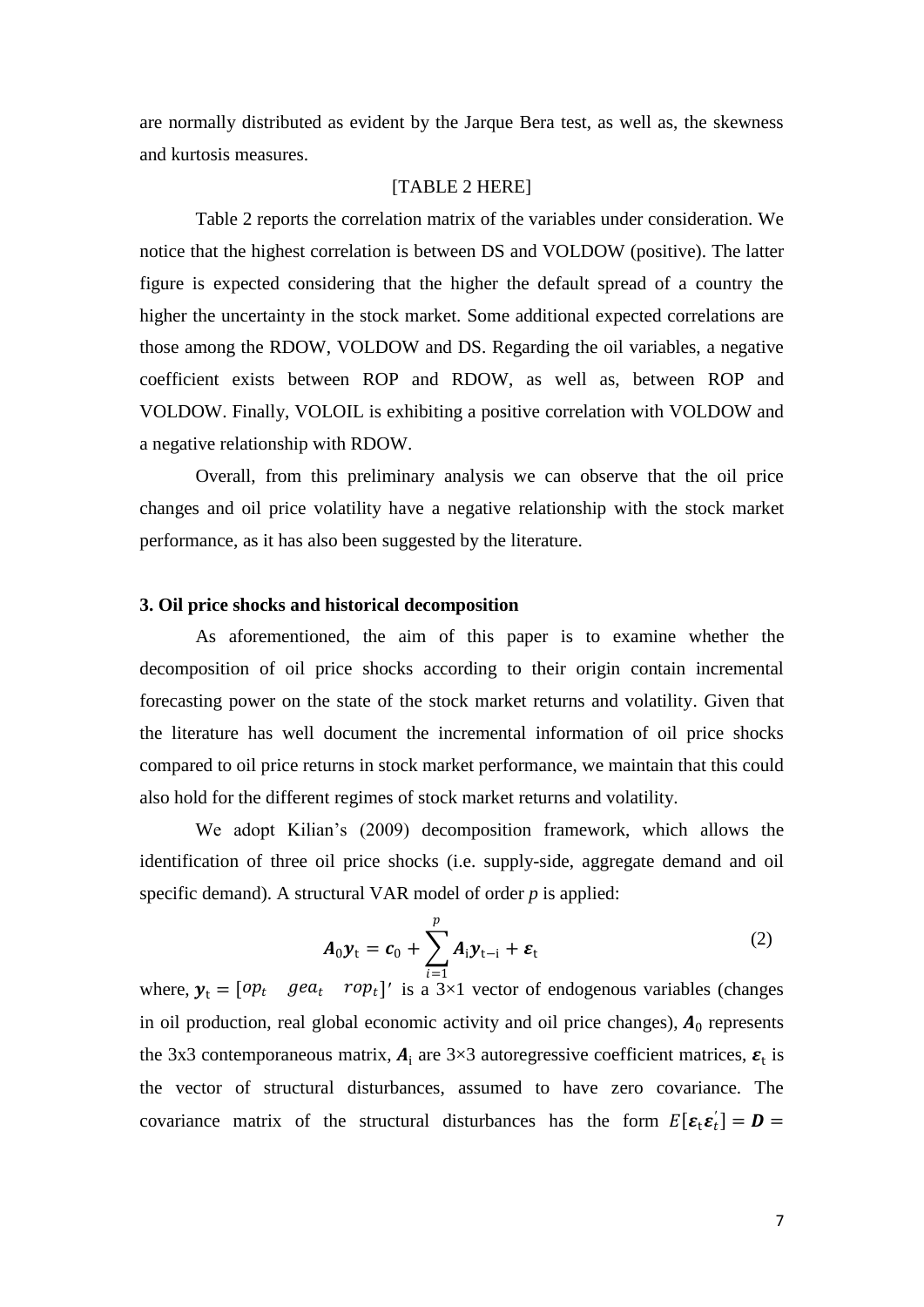are normally distributed as evident by the Jarque Bera test, as well as, the skewness and kurtosis measures.

[TABLE 2 HERE]

Table 2 reports the correlation matrix of the variables under consideration. We notice that the highest correlation is between DS and VOLDOW (positive). The latter figure is expected considering that the higher the default spread of a country the higher the uncertainty in the stock market. Some additional expected correlations are those among the RDOW, VOLDOW and DS. Regarding the oil variables, a negative coefficient exists between ROP and RDOW, as well as, between ROP and VOLDOW. Finally, VOLOIL is exhibiting a positive correlation with VOLDOW and a negative relationship with RDOW.

Overall, from this preliminary analysis we can observe that the oil price changes and oil price volatility have a negative relationship with the stock market performance, as it has also been suggested by the literature.

### 3. Oil price shocks and historical decomposition

As aforementioned, the aim of this paper is to examine whether the decomposition of oil price shocks according to their origin contain incremental forecasting power on the state of the stock market returns and volatility. Given that the literature has well document the incremental information of oil price shocks compared to oil price returns in stock market performance, we maintain that this could also hold for the different regimes of stock market returns and volatility.

We adopt Kilian's (2009) decomposition framework, which allows the identification of three oil price shocks (i.e. supply-side, aggregate demand and oil specific demand). A structural VAR model of order *p* is applied:

$$\boldsymbol{A}_0 \boldsymbol{y}_t = \boldsymbol{c}_0 + \sum_{i=1}^{p} \boldsymbol{A}_i \boldsymbol{y}_{t-i} + \boldsymbol{\varepsilon}_t \tag{2}$$

where, $\boldsymbol{y}_t = [op_t \quad gea_t \quad rop_t]'$ is a 3×1 vector of endogenous variables (changes in oil production, real global economic activity and oil price changes), $\boldsymbol{A}_0$ represents the 3x3 contemporaneous matrix, $\boldsymbol{A}_i$ are 3×3 autoregressive coefficient matrices, $\boldsymbol{\varepsilon}_t$ is the vector of structural disturbances, assumed to have zero covariance. The covariance matrix of the structural disturbances has the form $E[\boldsymbol{\varepsilon}_t \boldsymbol{\varepsilon}_t^{'}] = \boldsymbol{D} =$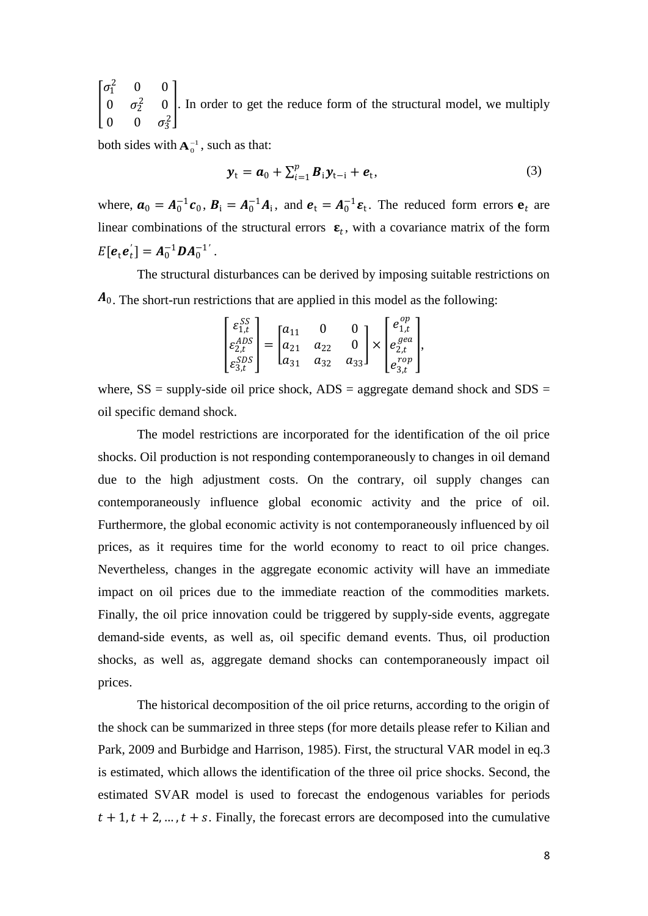$\begin{bmatrix} \sigma_1^2 & 0 & 0 \\ 0 & \sigma_2^2 & 0 \\ 0 & 0 & \sigma_3^2 \end{bmatrix}$. In order to get the reduce form of the structural model, we multiply both sides with $\mathbf{A}_0^{-1}$, such as that:

$$\boldsymbol{y}_{\mathrm{t}} = \boldsymbol{a}_0 + \sum_{i=1}^{p} \boldsymbol{B}_{\mathrm{i}} \boldsymbol{y}_{\mathrm{t-i}} + \boldsymbol{e}_{\mathrm{t}}, \tag{3}$$

where, $\boldsymbol{a}_0 = \boldsymbol{A}_0^{-1}\boldsymbol{c}_0$, $\boldsymbol{B}_{\mathrm{i}} = \boldsymbol{A}_0^{-1}\boldsymbol{A}_{\mathrm{i}}$, and $\boldsymbol{e}_{\mathrm{t}} = \boldsymbol{A}_0^{-1}\boldsymbol{\varepsilon}_{\mathrm{t}}$. The reduced form errors $\mathbf{e}_t$ are linear combinations of the structural errors $\boldsymbol{\varepsilon}_t$, with a covariance matrix of the form $E[\boldsymbol{e}_{\mathrm{t}}\boldsymbol{e}_t^{'}] = \boldsymbol{A}_0^{-1}\boldsymbol{D}\boldsymbol{A}_0^{-1'}$.

The structural disturbances can be derived by imposing suitable restrictions on $\boldsymbol{A}_0$. The short-run restrictions that are applied in this model as the following:

$$\begin{bmatrix} \varepsilon_{1,t}^{SS} \\ \varepsilon_{2,t}^{ADS} \\ \varepsilon_{3,t}^{SDS} \end{bmatrix} = \begin{bmatrix} a_{11} & 0 & 0 \\ a_{21} & a_{22} & 0 \\ a_{31} & a_{32} & a_{33} \end{bmatrix} \times \begin{bmatrix} e_{1,t}^{op} \\ e_{2,t}^{gea} \\ e_{3,t}^{rop} \end{bmatrix},$$

where, SS = supply-side oil price shock, ADS = aggregate demand shock and SDS = oil specific demand shock.

The model restrictions are incorporated for the identification of the oil price shocks. Oil production is not responding contemporaneously to changes in oil demand due to the high adjustment costs. On the contrary, oil supply changes can contemporaneously influence global economic activity and the price of oil. Furthermore, the global economic activity is not contemporaneously influenced by oil prices, as it requires time for the world economy to react to oil price changes. Nevertheless, changes in the aggregate economic activity will have an immediate impact on oil prices due to the immediate reaction of the commodities markets. Finally, the oil price innovation could be triggered by supply-side events, aggregate demand-side events, as well as, oil specific demand events. Thus, oil production shocks, as well as, aggregate demand shocks can contemporaneously impact oil prices.

The historical decomposition of the oil price returns, according to the origin of the shock can be summarized in three steps (for more details please refer to Kilian and Park, 2009 and Burbidge and Harrison, 1985). First, the structural VAR model in eq.3 is estimated, which allows the identification of the three oil price shocks. Second, the estimated SVAR model is used to forecast the endogenous variables for periods $t+1, t+2, \ldots, t+s$. Finally, the forecast errors are decomposed into the cumulative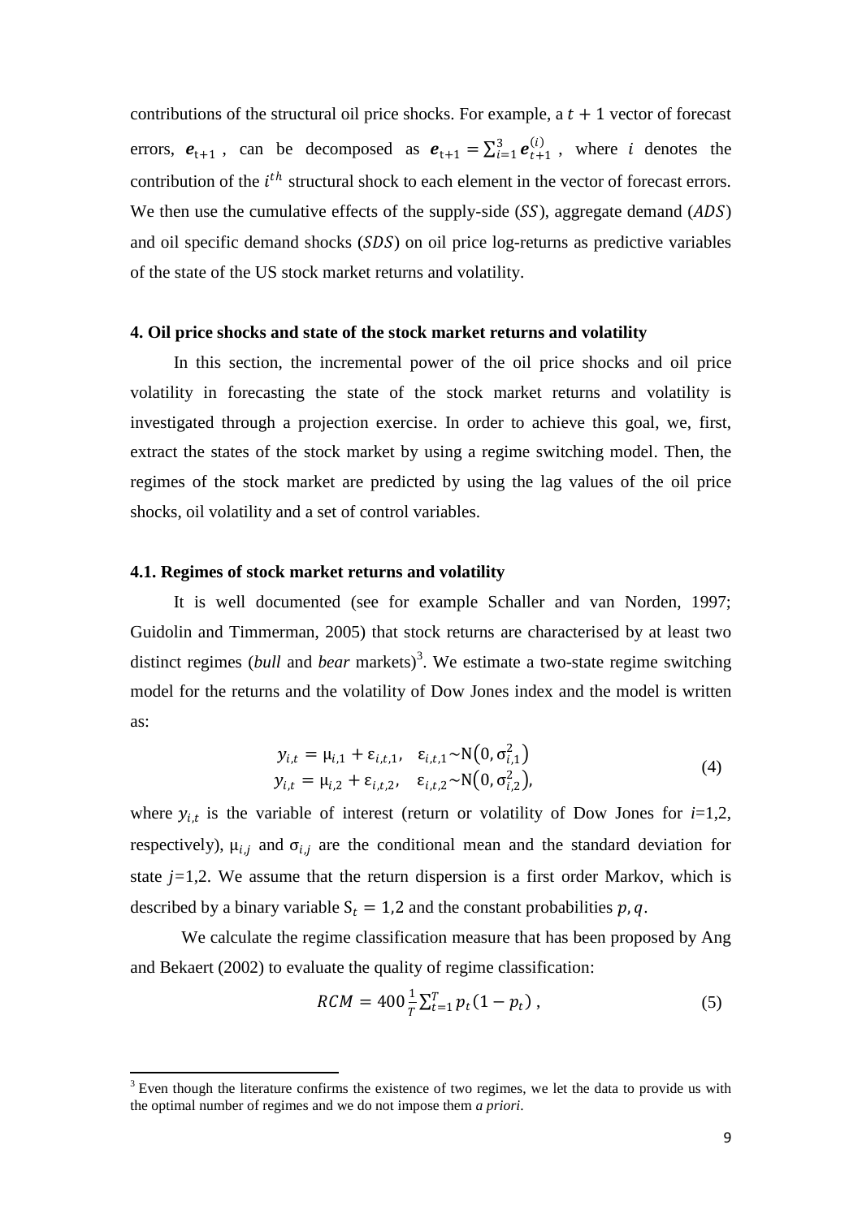contributions of the structural oil price shocks. For example, a $t+1$ vector of forecast errors, $\boldsymbol{e}_{t+1}$, can be decomposed as $\boldsymbol{e}_{t+1} = \sum_{i=1}^{3} \boldsymbol{e}_{t+1}^{(i)}$, where $i$ denotes the contribution of the $i^{th}$ structural shock to each element in the vector of forecast errors. We then use the cumulative effects of the supply-side ($SS$), aggregate demand ($ADS$) and oil specific demand shocks ($SDS$) on oil price log-returns as predictive variables of the state of the US stock market returns and volatility.

## 4. Oil price shocks and state of the stock market returns and volatility

In this section, the incremental power of the oil price shocks and oil price volatility in forecasting the state of the stock market returns and volatility is investigated through a projection exercise. In order to achieve this goal, we, first, extract the states of the stock market by using a regime switching model. Then, the regimes of the stock market are predicted by using the lag values of the oil price shocks, oil volatility and a set of control variables.

### 4.1. Regimes of stock market returns and volatility

It is well documented (see for example Schaller and van Norden, 1997; Guidolin and Timmerman, 2005) that stock returns are characterised by at least two distinct regimes (*bull* and *bear* markets)[3]. We estimate a two-state regime switching model for the returns and the volatility of Dow Jones index and the model is written as:

$$
\begin{aligned}
y_{i,t} &= \mu_{i,1} + \varepsilon_{i,t,1}, \quad \varepsilon_{i,t,1} \sim \mathrm{N}\left(0, \sigma_{i,1}^2\right) \\
y_{i,t} &= \mu_{i,2} + \varepsilon_{i,t,2}, \quad \varepsilon_{i,t,2} \sim \mathrm{N}\left(0, \sigma_{i,2}^2\right),
\end{aligned}
\tag{4}
$$

where $y_{i,t}$ is the variable of interest (return or volatility of Dow Jones for $i$=1,2, respectively), $\mu_{i,j}$ and $\sigma_{i,j}$ are the conditional mean and the standard deviation for state $j$=1,2. We assume that the return dispersion is a first order Markov, which is described by a binary variable $S_t = 1{,}2$ and the constant probabilities $p, q$.

We calculate the regime classification measure that has been proposed by Ang and Bekaert (2002) to evaluate the quality of regime classification:

$$
RCM = 400 \frac{1}{T} \sum_{t=1}^{T} p_t (1 - p_t), \tag{5}
$$

[3] Even though the literature confirms the existence of two regimes, we let the data to provide us with the optimal number of regimes and we do not impose them *a priori*.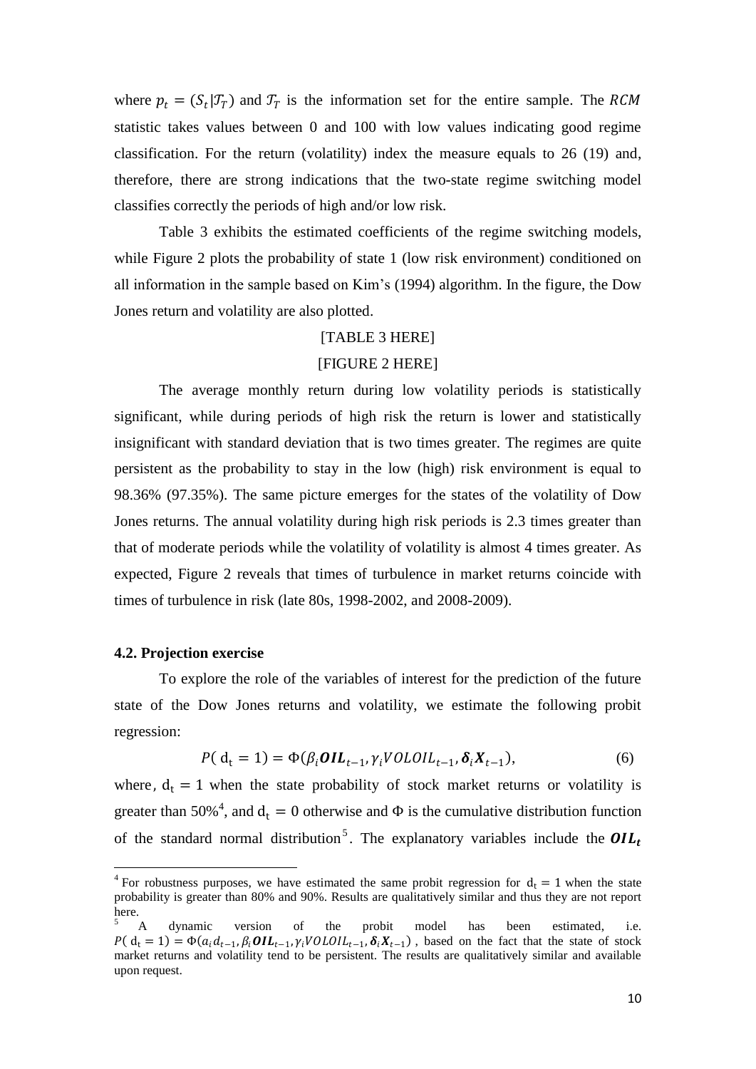where $p_t = (S_t|\mathcal{T}_T)$ and $\mathcal{T}_T$ is the information set for the entire sample. The $RCM$ statistic takes values between 0 and 100 with low values indicating good regime classification. For the return (volatility) index the measure equals to 26 (19) and, therefore, there are strong indications that the two-state regime switching model classifies correctly the periods of high and/or low risk.

Table 3 exhibits the estimated coefficients of the regime switching models, while Figure 2 plots the probability of state 1 (low risk environment) conditioned on all information in the sample based on Kim's (1994) algorithm. In the figure, the Dow Jones return and volatility are also plotted.

[TABLE 3 HERE]

[FIGURE 2 HERE]

The average monthly return during low volatility periods is statistically significant, while during periods of high risk the return is lower and statistically insignificant with standard deviation that is two times greater. The regimes are quite persistent as the probability to stay in the low (high) risk environment is equal to 98.36% (97.35%). The same picture emerges for the states of the volatility of Dow Jones returns. The annual volatility during high risk periods is 2.3 times greater than that of moderate periods while the volatility of volatility is almost 4 times greater. As expected, Figure 2 reveals that times of turbulence in market returns coincide with times of turbulence in risk (late 80s, 1998-2002, and 2008-2009).

### 4.2. Projection exercise

To explore the role of the variables of interest for the prediction of the future state of the Dow Jones returns and volatility, we estimate the following probit regression:

$$P(\mathrm{d_t} = 1) = \Phi(\beta_i \boldsymbol{OIL}_{t-1}, \gamma_i VOLOIL_{t-1}, \boldsymbol{\delta}_i \boldsymbol{X}_{t-1}), \tag{6}$$

where, $\mathrm{d_t} = 1$ when the state probability of stock market returns or volatility is greater than 50%[4], and $\mathrm{d_t} = 0$ otherwise and $\Phi$ is the cumulative distribution function of the standard normal distribution[5]. The explanatory variables include the $\boldsymbol{OIL_t}$

[4] For robustness purposes, we have estimated the same probit regression for $\mathrm{d_t} = 1$ when the state probability is greater than 80% and 90%. Results are qualitatively similar and thus they are not report here.

[5] A dynamic version of the probit model has been estimated, i.e. $P(\mathrm{d_t} = 1) = \Phi(a_i d_{t-1}, \beta_i \boldsymbol{OIL}_{t-1}, \gamma_i VOLOIL_{t-1}, \boldsymbol{\delta}_i \boldsymbol{X}_{t-1})$, based on the fact that the state of stock market returns and volatility tend to be persistent. The results are qualitatively similar and available upon request.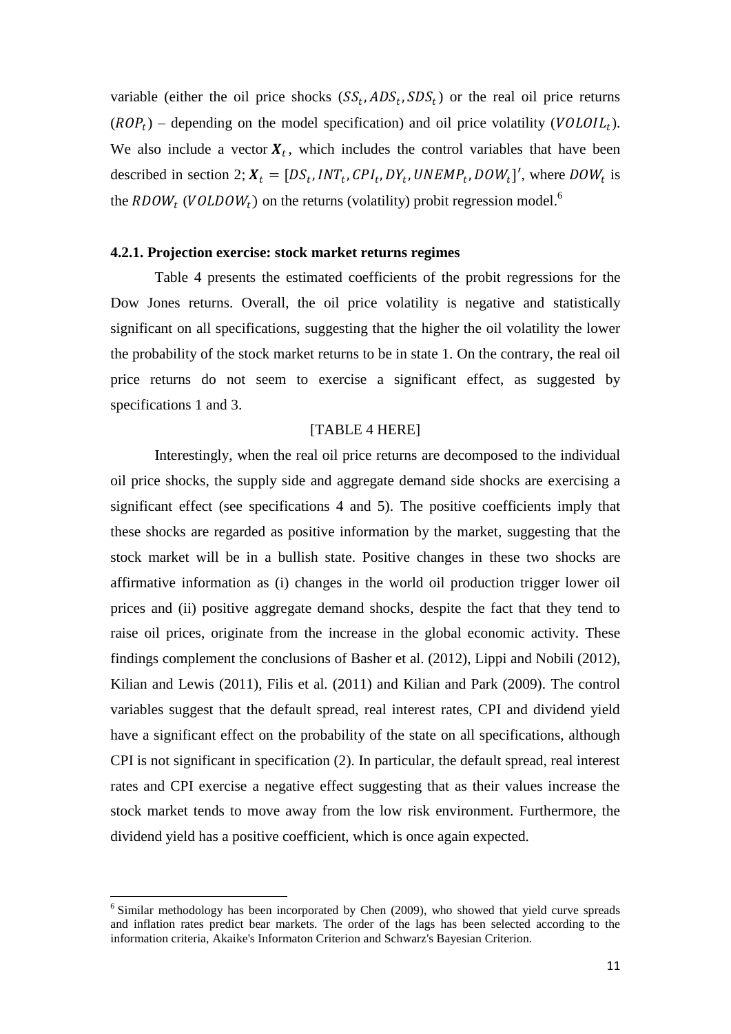variable (either the oil price shocks ($SS_t, ADS_t, SDS_t$) or the real oil price returns ($ROP_t$) – depending on the model specification) and oil price volatility ($VOLOIL_t$). We also include a vector $\boldsymbol{X}_t$, which includes the control variables that have been described in section 2; $\boldsymbol{X}_t = [DS_t, INT_t, CPI_t, DY_t, UNEMP_t, DOW_t]'$, where $DOW_t$ is the $RDOW_t$ ($VOLDOW_t$) on the returns (volatility) probit regression model.[6]

#### 4.2.1. Projection exercise: stock market returns regimes

Table 4 presents the estimated coefficients of the probit regressions for the Dow Jones returns. Overall, the oil price volatility is negative and statistically significant on all specifications, suggesting that the higher the oil volatility the lower the probability of the stock market returns to be in state 1. On the contrary, the real oil price returns do not seem to exercise a significant effect, as suggested by specifications 1 and 3.

[TABLE 4 HERE]

Interestingly, when the real oil price returns are decomposed to the individual oil price shocks, the supply side and aggregate demand side shocks are exercising a significant effect (see specifications 4 and 5). The positive coefficients imply that these shocks are regarded as positive information by the market, suggesting that the stock market will be in a bullish state. Positive changes in these two shocks are affirmative information as (i) changes in the world oil production trigger lower oil prices and (ii) positive aggregate demand shocks, despite the fact that they tend to raise oil prices, originate from the increase in the global economic activity. These findings complement the conclusions of Basher et al. (2012), Lippi and Nobili (2012), Kilian and Lewis (2011), Filis et al. (2011) and Kilian and Park (2009). The control variables suggest that the default spread, real interest rates, CPI and dividend yield have a significant effect on the probability of the state on all specifications, although CPI is not significant in specification (2). In particular, the default spread, real interest rates and CPI exercise a negative effect suggesting that as their values increase the stock market tends to move away from the low risk environment. Furthermore, the dividend yield has a positive coefficient, which is once again expected.

---

[6] Similar methodology has been incorporated by Chen (2009), who showed that yield curve spreads and inflation rates predict bear markets. The order of the lags has been selected according to the information criteria, Akaike's Informaton Criterion and Schwarz's Bayesian Criterion.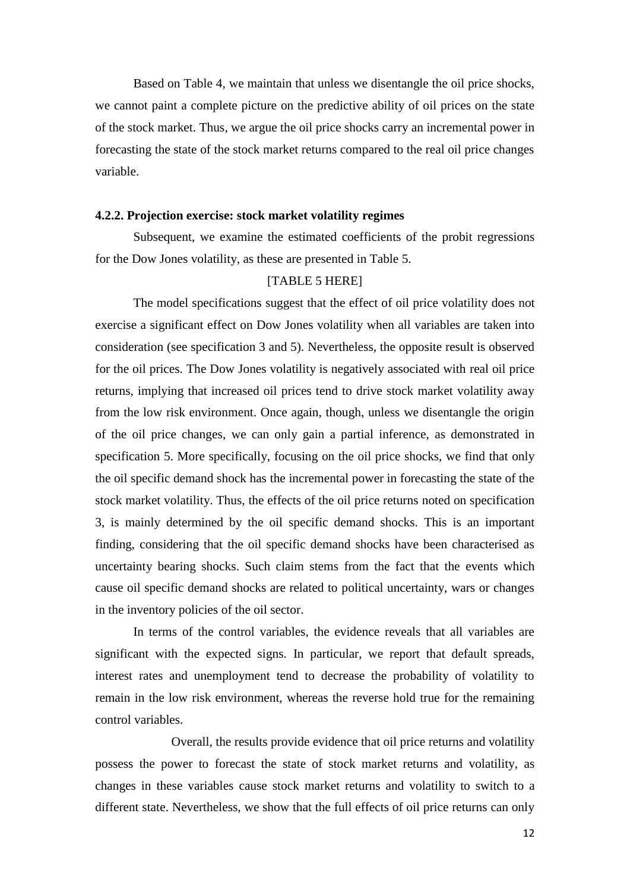Based on Table 4, we maintain that unless we disentangle the oil price shocks, we cannot paint a complete picture on the predictive ability of oil prices on the state of the stock market. Thus, we argue the oil price shocks carry an incremental power in forecasting the state of the stock market returns compared to the real oil price changes variable.

#### 4.2.2. Projection exercise: stock market volatility regimes

Subsequent, we examine the estimated coefficients of the probit regressions for the Dow Jones volatility, as these are presented in Table 5.

[TABLE 5 HERE]

The model specifications suggest that the effect of oil price volatility does not exercise a significant effect on Dow Jones volatility when all variables are taken into consideration (see specification 3 and 5). Nevertheless, the opposite result is observed for the oil prices. The Dow Jones volatility is negatively associated with real oil price returns, implying that increased oil prices tend to drive stock market volatility away from the low risk environment. Once again, though, unless we disentangle the origin of the oil price changes, we can only gain a partial inference, as demonstrated in specification 5. More specifically, focusing on the oil price shocks, we find that only the oil specific demand shock has the incremental power in forecasting the state of the stock market volatility. Thus, the effects of the oil price returns noted on specification 3, is mainly determined by the oil specific demand shocks. This is an important finding, considering that the oil specific demand shocks have been characterised as uncertainty bearing shocks. Such claim stems from the fact that the events which cause oil specific demand shocks are related to political uncertainty, wars or changes in the inventory policies of the oil sector.

In terms of the control variables, the evidence reveals that all variables are significant with the expected signs. In particular, we report that default spreads, interest rates and unemployment tend to decrease the probability of volatility to remain in the low risk environment, whereas the reverse hold true for the remaining control variables.

Overall, the results provide evidence that oil price returns and volatility possess the power to forecast the state of stock market returns and volatility, as changes in these variables cause stock market returns and volatility to switch to a different state. Nevertheless, we show that the full effects of oil price returns can only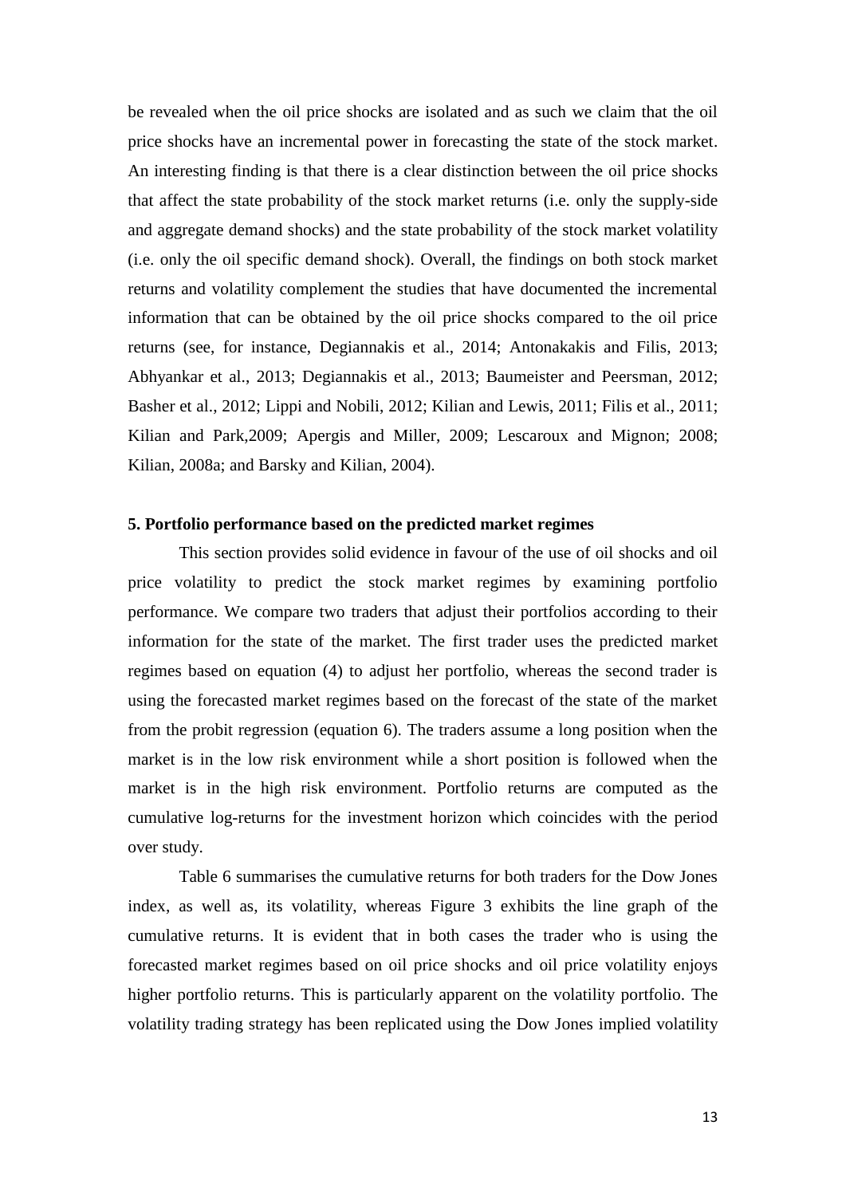be revealed when the oil price shocks are isolated and as such we claim that the oil price shocks have an incremental power in forecasting the state of the stock market. An interesting finding is that there is a clear distinction between the oil price shocks that affect the state probability of the stock market returns (i.e. only the supply-side and aggregate demand shocks) and the state probability of the stock market volatility (i.e. only the oil specific demand shock). Overall, the findings on both stock market returns and volatility complement the studies that have documented the incremental information that can be obtained by the oil price shocks compared to the oil price returns (see, for instance, Degiannakis et al., 2014; Antonakakis and Filis, 2013; Abhyankar et al., 2013; Degiannakis et al., 2013; Baumeister and Peersman, 2012; Basher et al., 2012; Lippi and Nobili, 2012; Kilian and Lewis, 2011; Filis et al., 2011; Kilian and Park,2009; Apergis and Miller, 2009; Lescaroux and Mignon; 2008; Kilian, 2008a; and Barsky and Kilian, 2004).

## 5. Portfolio performance based on the predicted market regimes

This section provides solid evidence in favour of the use of oil shocks and oil price volatility to predict the stock market regimes by examining portfolio performance. We compare two traders that adjust their portfolios according to their information for the state of the market. The first trader uses the predicted market regimes based on equation (4) to adjust her portfolio, whereas the second trader is using the forecasted market regimes based on the forecast of the state of the market from the probit regression (equation 6). The traders assume a long position when the market is in the low risk environment while a short position is followed when the market is in the high risk environment. Portfolio returns are computed as the cumulative log-returns for the investment horizon which coincides with the period over study.

Table 6 summarises the cumulative returns for both traders for the Dow Jones index, as well as, its volatility, whereas Figure 3 exhibits the line graph of the cumulative returns. It is evident that in both cases the trader who is using the forecasted market regimes based on oil price shocks and oil price volatility enjoys higher portfolio returns. This is particularly apparent on the volatility portfolio. The volatility trading strategy has been replicated using the Dow Jones implied volatility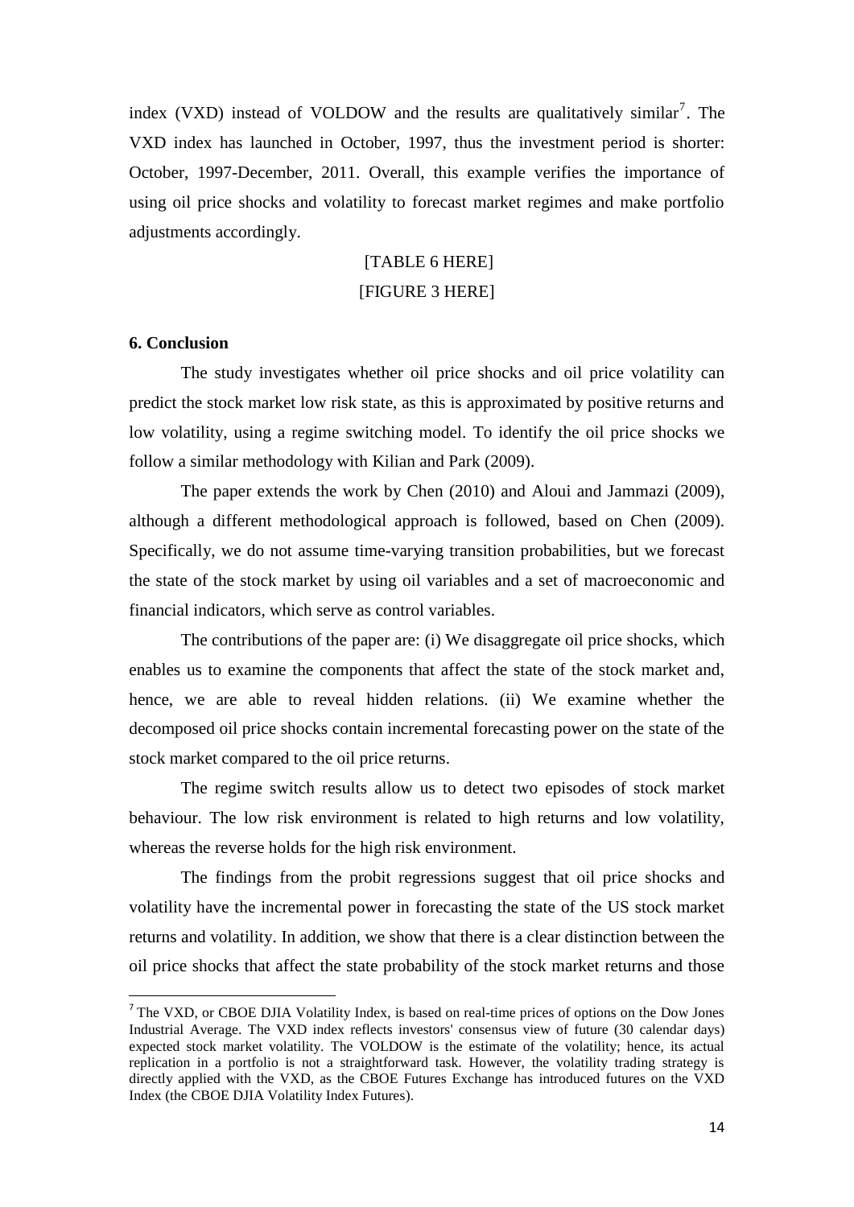index (VXD) instead of VOLDOW and the results are qualitatively similar[7]. The VXD index has launched in October, 1997, thus the investment period is shorter: October, 1997-December, 2011. Overall, this example verifies the importance of using oil price shocks and volatility to forecast market regimes and make portfolio adjustments accordingly.

[TABLE 6 HERE]

[FIGURE 3 HERE]

**6. Conclusion**

The study investigates whether oil price shocks and oil price volatility can predict the stock market low risk state, as this is approximated by positive returns and low volatility, using a regime switching model. To identify the oil price shocks we follow a similar methodology with Kilian and Park (2009).

The paper extends the work by Chen (2010) and Aloui and Jammazi (2009), although a different methodological approach is followed, based on Chen (2009). Specifically, we do not assume time-varying transition probabilities, but we forecast the state of the stock market by using oil variables and a set of macroeconomic and financial indicators, which serve as control variables.

The contributions of the paper are: (i) We disaggregate oil price shocks, which enables us to examine the components that affect the state of the stock market and, hence, we are able to reveal hidden relations. (ii) We examine whether the decomposed oil price shocks contain incremental forecasting power on the state of the stock market compared to the oil price returns.

The regime switch results allow us to detect two episodes of stock market behaviour. The low risk environment is related to high returns and low volatility, whereas the reverse holds for the high risk environment.

The findings from the probit regressions suggest that oil price shocks and volatility have the incremental power in forecasting the state of the US stock market returns and volatility. In addition, we show that there is a clear distinction between the oil price shocks that affect the state probability of the stock market returns and those

---

[7] The VXD, or CBOE DJIA Volatility Index, is based on real-time prices of options on the Dow Jones Industrial Average. The VXD index reflects investors' consensus view of future (30 calendar days) expected stock market volatility. The VOLDOW is the estimate of the volatility; hence, its actual replication in a portfolio is not a straightforward task. However, the volatility trading strategy is directly applied with the VXD, as the CBOE Futures Exchange has introduced futures on the VXD Index (the CBOE DJIA Volatility Index Futures).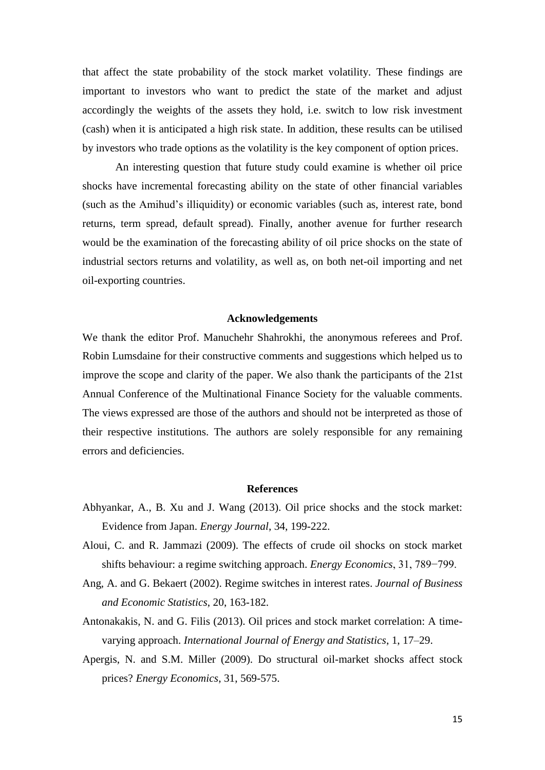that affect the state probability of the stock market volatility. These findings are important to investors who want to predict the state of the market and adjust accordingly the weights of the assets they hold, i.e. switch to low risk investment (cash) when it is anticipated a high risk state. In addition, these results can be utilised by investors who trade options as the volatility is the key component of option prices.

An interesting question that future study could examine is whether oil price shocks have incremental forecasting ability on the state of other financial variables (such as the Amihud's illiquidity) or economic variables (such as, interest rate, bond returns, term spread, default spread). Finally, another avenue for further research would be the examination of the forecasting ability of oil price shocks on the state of industrial sectors returns and volatility, as well as, on both net-oil importing and net oil-exporting countries.

## Acknowledgements

We thank the editor Prof. Manuchehr Shahrokhi, the anonymous referees and Prof. Robin Lumsdaine for their constructive comments and suggestions which helped us to improve the scope and clarity of the paper. We also thank the participants of the 21st Annual Conference of the Multinational Finance Society for the valuable comments. The views expressed are those of the authors and should not be interpreted as those of their respective institutions. The authors are solely responsible for any remaining errors and deficiencies.

## References

Abhyankar, A., B. Xu and J. Wang (2013). Oil price shocks and the stock market: Evidence from Japan. *Energy Journal*, 34, 199-222.

Aloui, C. and R. Jammazi (2009). The effects of crude oil shocks on stock market shifts behaviour: a regime switching approach. *Energy Economics*, 31, 789−799.

Ang, A. and G. Bekaert (2002). Regime switches in interest rates. *Journal of Business and Economic Statistics*, 20, 163-182.

Antonakakis, N. and G. Filis (2013). Oil prices and stock market correlation: A time-varying approach. *International Journal of Energy and Statistics*, 1, 17–29.

Apergis, N. and S.M. Miller (2009). Do structural oil-market shocks affect stock prices? *Energy Economics*, 31, 569-575.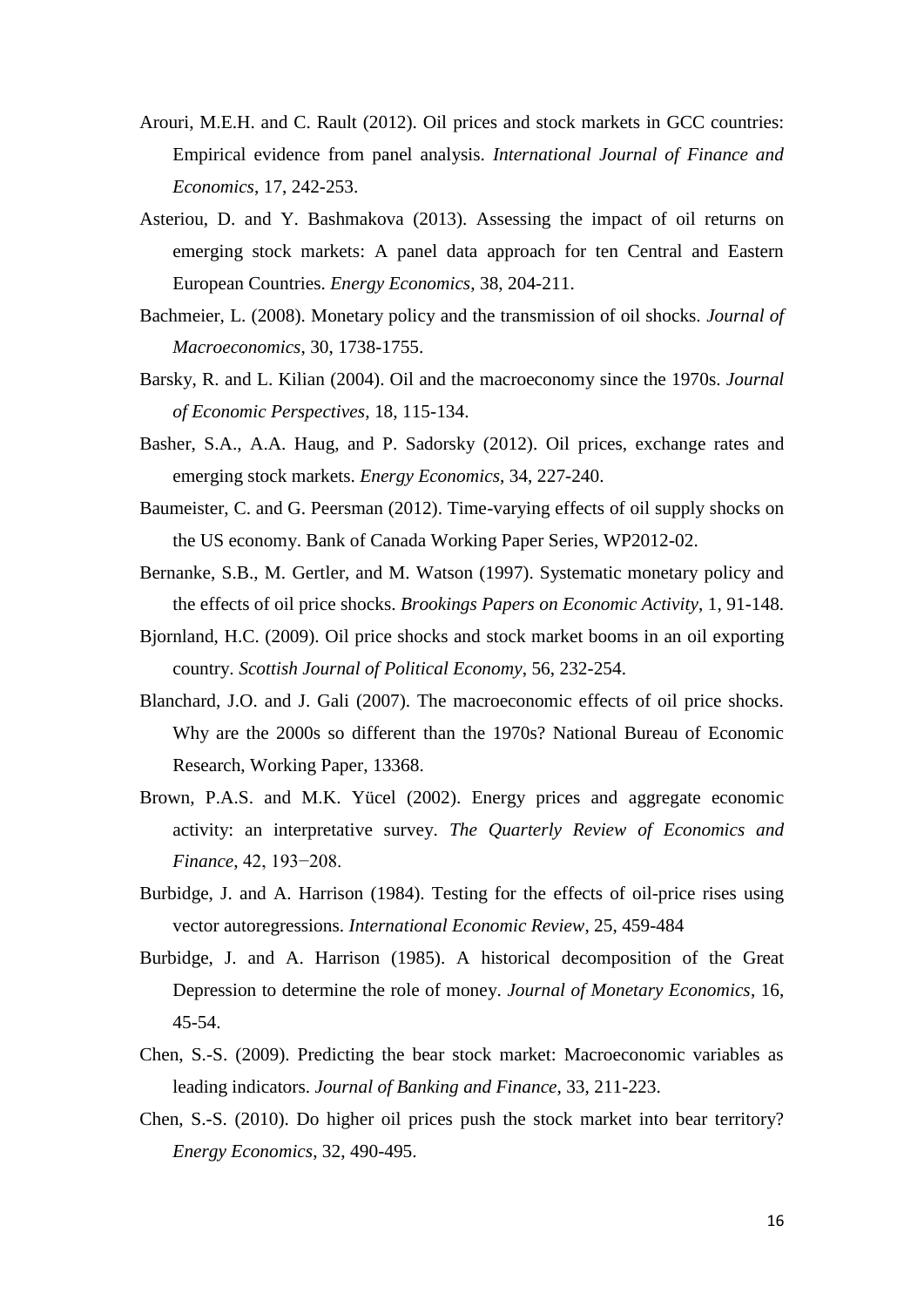Arouri, M.E.H. and C. Rault (2012). Oil prices and stock markets in GCC countries: Empirical evidence from panel analysis. *International Journal of Finance and Economics*, 17, 242-253.

Asteriou, D. and Y. Bashmakova (2013). Assessing the impact of oil returns on emerging stock markets: A panel data approach for ten Central and Eastern European Countries. *Energy Economics*, 38, 204-211.

Bachmeier, L. (2008). Monetary policy and the transmission of oil shocks. *Journal of Macroeconomics*, 30, 1738-1755.

Barsky, R. and L. Kilian (2004). Oil and the macroeconomy since the 1970s. *Journal of Economic Perspectives*, 18, 115-134.

Basher, S.A., A.A. Haug, and P. Sadorsky (2012). Oil prices, exchange rates and emerging stock markets. *Energy Economics*, 34, 227-240.

Baumeister, C. and G. Peersman (2012). Time-varying effects of oil supply shocks on the US economy. Bank of Canada Working Paper Series, WP2012-02.

Bernanke, S.B., M. Gertler, and M. Watson (1997). Systematic monetary policy and the effects of oil price shocks. *Brookings Papers on Economic Activity*, 1, 91-148.

Bjornland, H.C. (2009). Oil price shocks and stock market booms in an oil exporting country. *Scottish Journal of Political Economy*, 56, 232-254.

Blanchard, J.O. and J. Gali (2007). The macroeconomic effects of oil price shocks. Why are the 2000s so different than the 1970s? National Bureau of Economic Research, Working Paper, 13368.

Brown, P.A.S. and M.K. Yücel (2002). Energy prices and aggregate economic activity: an interpretative survey. *The Quarterly Review of Economics and Finance*, 42, 193−208.

Burbidge, J. and A. Harrison (1984). Testing for the effects of oil-price rises using vector autoregressions. *International Economic Review*, 25, 459-484

Burbidge, J. and A. Harrison (1985). A historical decomposition of the Great Depression to determine the role of money. *Journal of Monetary Economics*, 16, 45-54.

Chen, S.-S. (2009). Predicting the bear stock market: Macroeconomic variables as leading indicators. *Journal of Banking and Finance*, 33, 211-223.

Chen, S.-S. (2010). Do higher oil prices push the stock market into bear territory? *Energy Economics*, 32, 490-495.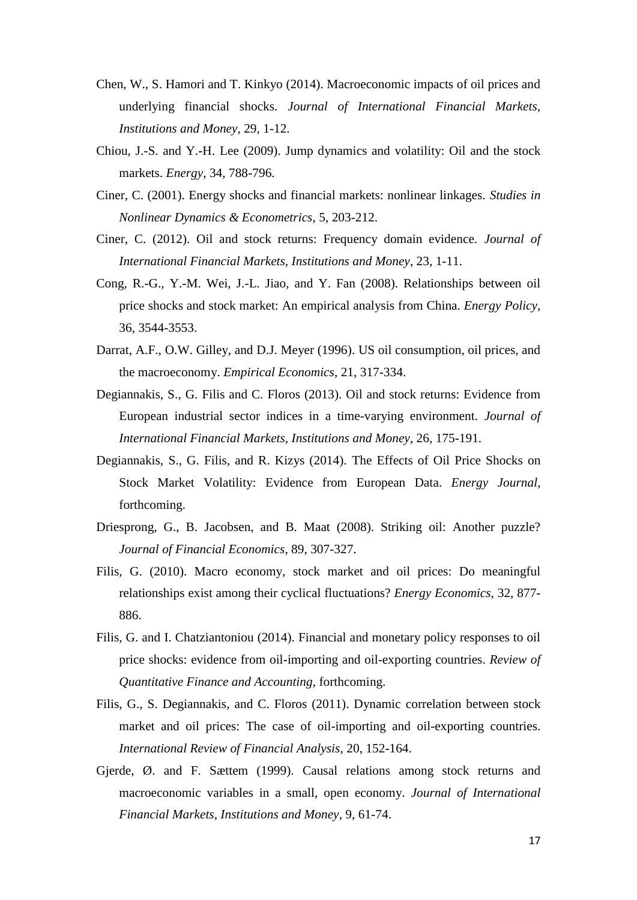Chen, W., S. Hamori and T. Kinkyo (2014). Macroeconomic impacts of oil prices and underlying financial shocks. *Journal of International Financial Markets, Institutions and Money*, 29, 1-12.

Chiou, J.-S. and Y.-H. Lee (2009). Jump dynamics and volatility: Oil and the stock markets. *Energy*, 34, 788-796.

Ciner, C. (2001). Energy shocks and financial markets: nonlinear linkages. *Studies in Nonlinear Dynamics & Econometrics*, 5, 203-212.

Ciner, C. (2012). Oil and stock returns: Frequency domain evidence. *Journal of International Financial Markets, Institutions and Money*, 23, 1-11.

Cong, R.-G., Y.-M. Wei, J.-L. Jiao, and Y. Fan (2008). Relationships between oil price shocks and stock market: An empirical analysis from China. *Energy Policy*, 36, 3544-3553.

Darrat, A.F., O.W. Gilley, and D.J. Meyer (1996). US oil consumption, oil prices, and the macroeconomy. *Empirical Economics*, 21, 317-334.

Degiannakis, S., G. Filis and C. Floros (2013). Oil and stock returns: Evidence from European industrial sector indices in a time-varying environment. *Journal of International Financial Markets, Institutions and Money*, 26, 175-191.

Degiannakis, S., G. Filis, and R. Kizys (2014). The Effects of Oil Price Shocks on Stock Market Volatility: Evidence from European Data. *Energy Journal*, forthcoming.

Driesprong, G., B. Jacobsen, and B. Maat (2008). Striking oil: Another puzzle? *Journal of Financial Economics*, 89, 307-327.

Filis, G. (2010). Macro economy, stock market and oil prices: Do meaningful relationships exist among their cyclical fluctuations? *Energy Economics*, 32, 877-886.

Filis, G. and I. Chatziantoniou (2014). Financial and monetary policy responses to oil price shocks: evidence from oil-importing and oil-exporting countries. *Review of Quantitative Finance and Accounting*, forthcoming.

Filis, G., S. Degiannakis, and C. Floros (2011). Dynamic correlation between stock market and oil prices: The case of oil-importing and oil-exporting countries. *International Review of Financial Analysis*, 20, 152-164.

Gjerde, Ø. and F. Sættem (1999). Causal relations among stock returns and macroeconomic variables in a small, open economy. *Journal of International Financial Markets, Institutions and Money*, 9, 61-74.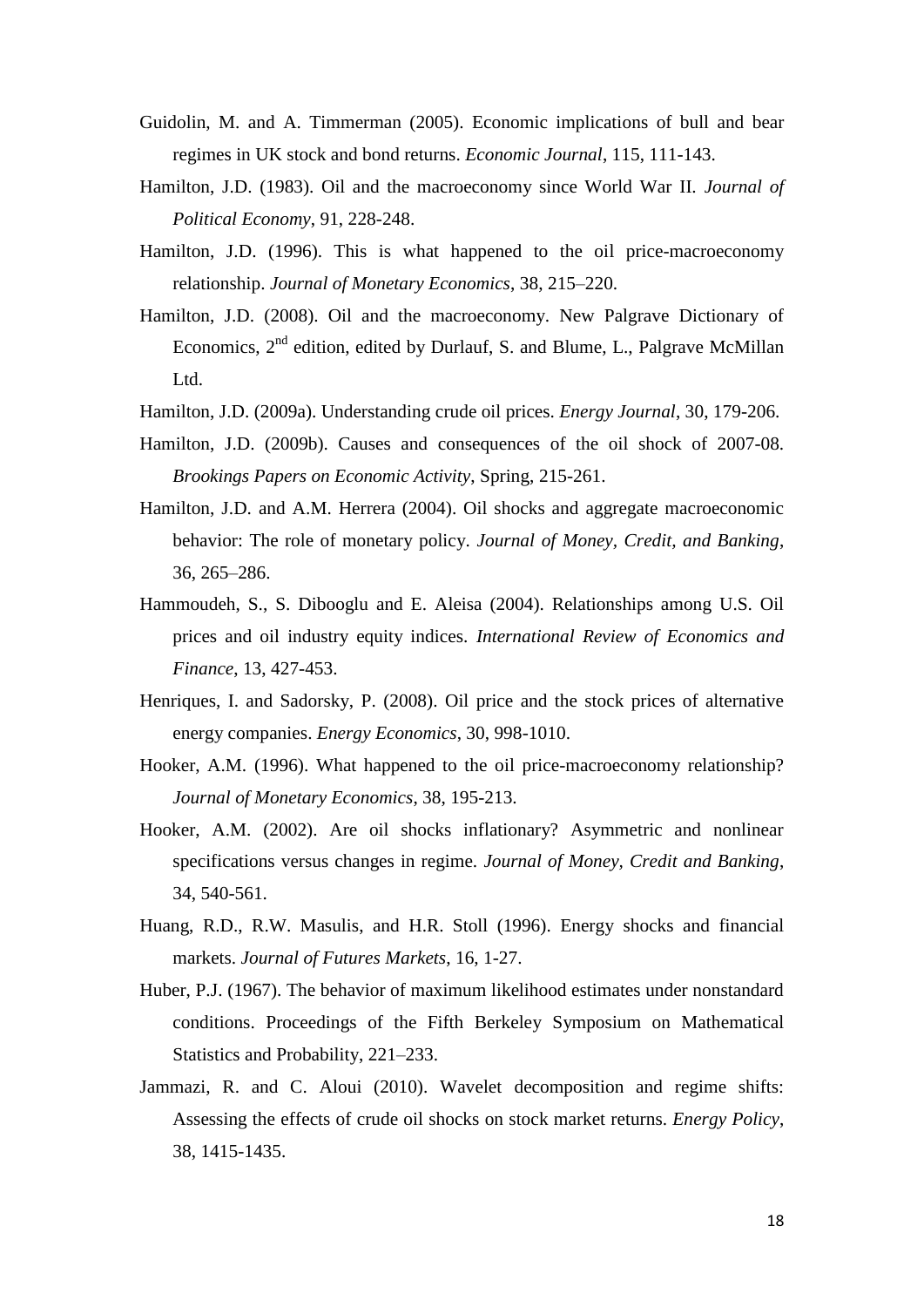Guidolin, M. and A. Timmerman (2005). Economic implications of bull and bear regimes in UK stock and bond returns. *Economic Journal*, 115, 111-143.

Hamilton, J.D. (1983). Oil and the macroeconomy since World War II. *Journal of Political Economy*, 91, 228-248.

Hamilton, J.D. (1996). This is what happened to the oil price-macroeconomy relationship. *Journal of Monetary Economics*, 38, 215–220.

Hamilton, J.D. (2008). Oil and the macroeconomy. New Palgrave Dictionary of Economics, 2nd edition, edited by Durlauf, S. and Blume, L., Palgrave McMillan Ltd.

Hamilton, J.D. (2009a). Understanding crude oil prices. *Energy Journal*, 30, 179-206.

Hamilton, J.D. (2009b). Causes and consequences of the oil shock of 2007-08. *Brookings Papers on Economic Activity*, Spring, 215-261.

Hamilton, J.D. and A.M. Herrera (2004). Oil shocks and aggregate macroeconomic behavior: The role of monetary policy. *Journal of Money, Credit, and Banking*, 36, 265–286.

Hammoudeh, S., S. Dibooglu and E. Aleisa (2004). Relationships among U.S. Oil prices and oil industry equity indices. *International Review of Economics and Finance*, 13, 427-453.

Henriques, I. and Sadorsky, P. (2008). Oil price and the stock prices of alternative energy companies. *Energy Economics*, 30, 998-1010.

Hooker, A.M. (1996). What happened to the oil price-macroeconomy relationship? *Journal of Monetary Economics*, 38, 195-213.

Hooker, A.M. (2002). Are oil shocks inflationary? Asymmetric and nonlinear specifications versus changes in regime. *Journal of Money, Credit and Banking*, 34, 540-561.

Huang, R.D., R.W. Masulis, and H.R. Stoll (1996). Energy shocks and financial markets. *Journal of Futures Markets*, 16, 1-27.

Huber, P.J. (1967). The behavior of maximum likelihood estimates under nonstandard conditions. Proceedings of the Fifth Berkeley Symposium on Mathematical Statistics and Probability, 221–233.

Jammazi, R. and C. Aloui (2010). Wavelet decomposition and regime shifts: Assessing the effects of crude oil shocks on stock market returns. *Energy Policy*, 38, 1415-1435.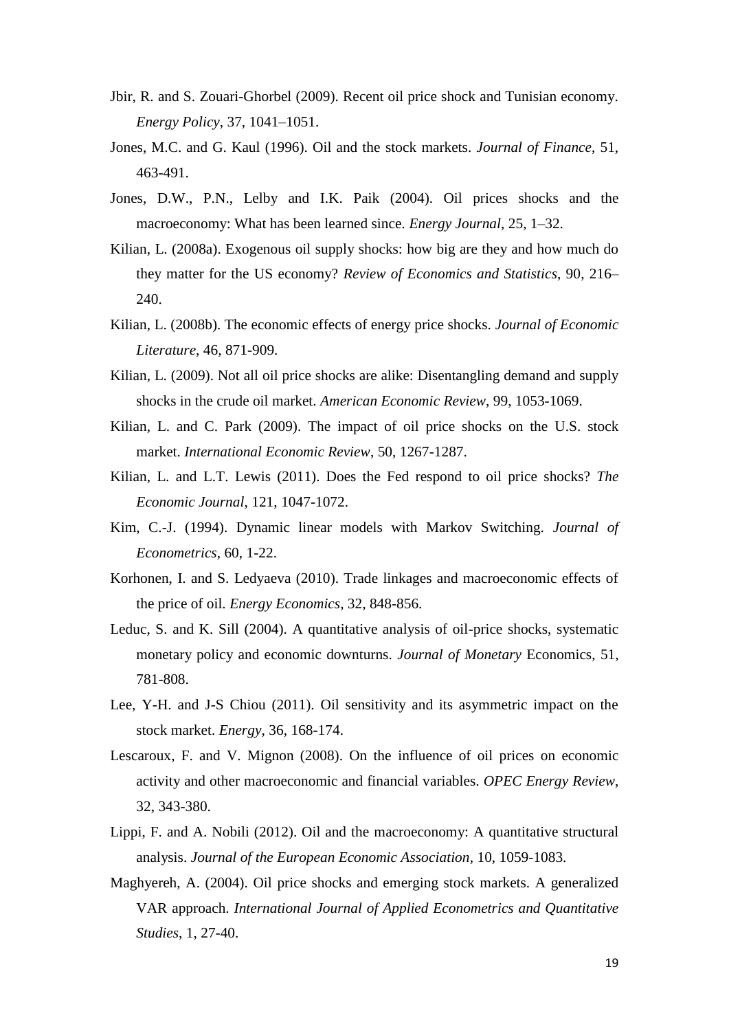Jbir, R. and S. Zouari-Ghorbel (2009). Recent oil price shock and Tunisian economy. *Energy Policy*, 37, 1041–1051.

Jones, M.C. and G. Kaul (1996). Oil and the stock markets. *Journal of Finance*, 51, 463-491.

Jones, D.W., P.N., Lelby and I.K. Paik (2004). Oil prices shocks and the macroeconomy: What has been learned since. *Energy Journal*, 25, 1–32.

Kilian, L. (2008a). Exogenous oil supply shocks: how big are they and how much do they matter for the US economy? *Review of Economics and Statistics*, 90, 216–240.

Kilian, L. (2008b). The economic effects of energy price shocks. *Journal of Economic Literature*, 46, 871-909.

Kilian, L. (2009). Not all oil price shocks are alike: Disentangling demand and supply shocks in the crude oil market. *American Economic Review*, 99, 1053-1069.

Kilian, L. and C. Park (2009). The impact of oil price shocks on the U.S. stock market. *International Economic Review*, 50, 1267-1287.

Kilian, L. and L.T. Lewis (2011). Does the Fed respond to oil price shocks? *The Economic Journal*, 121, 1047-1072.

Kim, C.-J. (1994). Dynamic linear models with Markov Switching. *Journal of Econometrics*, 60, 1-22.

Korhonen, I. and S. Ledyaeva (2010). Trade linkages and macroeconomic effects of the price of oil. *Energy Economics*, 32, 848-856.

Leduc, S. and K. Sill (2004). A quantitative analysis of oil-price shocks, systematic monetary policy and economic downturns. *Journal of Monetary* Economics, 51, 781-808.

Lee, Y-H. and J-S Chiou (2011). Oil sensitivity and its asymmetric impact on the stock market. *Energy*, 36, 168-174.

Lescaroux, F. and V. Mignon (2008). On the influence of oil prices on economic activity and other macroeconomic and financial variables. *OPEC Energy Review*, 32, 343-380.

Lippi, F. and A. Nobili (2012). Oil and the macroeconomy: A quantitative structural analysis. *Journal of the European Economic Association*, 10, 1059-1083.

Maghyereh, A. (2004). Oil price shocks and emerging stock markets. A generalized VAR approach. *International Journal of Applied Econometrics and Quantitative Studies*, 1, 27-40.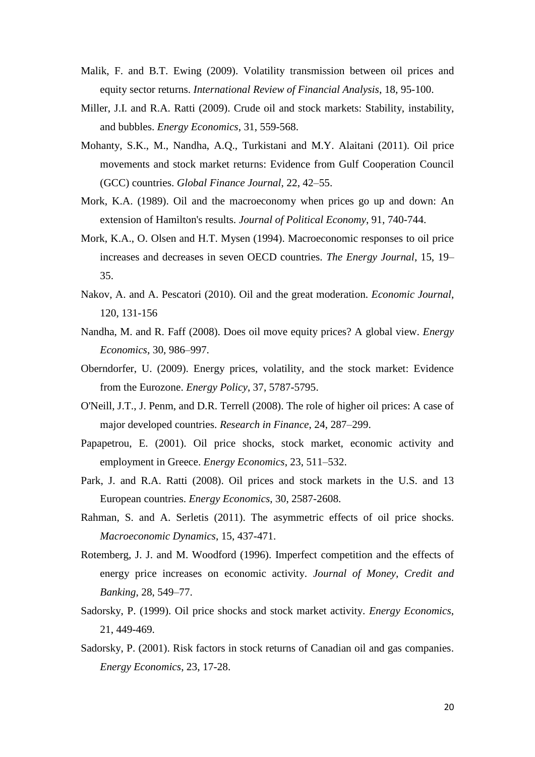Malik, F. and B.T. Ewing (2009). Volatility transmission between oil prices and equity sector returns. *International Review of Financial Analysis*, 18, 95-100.

Miller, J.I. and R.A. Ratti (2009). Crude oil and stock markets: Stability, instability, and bubbles. *Energy Economics*, 31, 559-568.

Mohanty, S.K., M., Nandha, A.Q., Turkistani and M.Y. Alaitani (2011). Oil price movements and stock market returns: Evidence from Gulf Cooperation Council (GCC) countries. *Global Finance Journal*, 22, 42–55.

Mork, K.A. (1989). Oil and the macroeconomy when prices go up and down: An extension of Hamilton's results. *Journal of Political Economy*, 91, 740-744.

Mork, K.A., O. Olsen and H.T. Mysen (1994). Macroeconomic responses to oil price increases and decreases in seven OECD countries. *The Energy Journal*, 15, 19–35.

Nakov, A. and A. Pescatori (2010). Oil and the great moderation. *Economic Journal*, 120, 131-156

Nandha, M. and R. Faff (2008). Does oil move equity prices? A global view. *Energy Economics*, 30, 986–997.

Oberndorfer, U. (2009). Energy prices, volatility, and the stock market: Evidence from the Eurozone. *Energy Policy*, 37, 5787-5795.

O'Neill, J.T., J. Penm, and D.R. Terrell (2008). The role of higher oil prices: A case of major developed countries. *Research in Finance*, 24, 287–299.

Papapetrou, E. (2001). Oil price shocks, stock market, economic activity and employment in Greece. *Energy Economics*, 23, 511–532.

Park, J. and R.A. Ratti (2008). Oil prices and stock markets in the U.S. and 13 European countries. *Energy Economics*, 30, 2587-2608.

Rahman, S. and A. Serletis (2011). The asymmetric effects of oil price shocks. *Macroeconomic Dynamics*, 15, 437-471.

Rotemberg, J. J. and M. Woodford (1996). Imperfect competition and the effects of energy price increases on economic activity. *Journal of Money, Credit and Banking*, 28, 549–77.

Sadorsky, P. (1999). Oil price shocks and stock market activity. *Energy Economics*, 21, 449-469.

Sadorsky, P. (2001). Risk factors in stock returns of Canadian oil and gas companies. *Energy Economics*, 23, 17-28.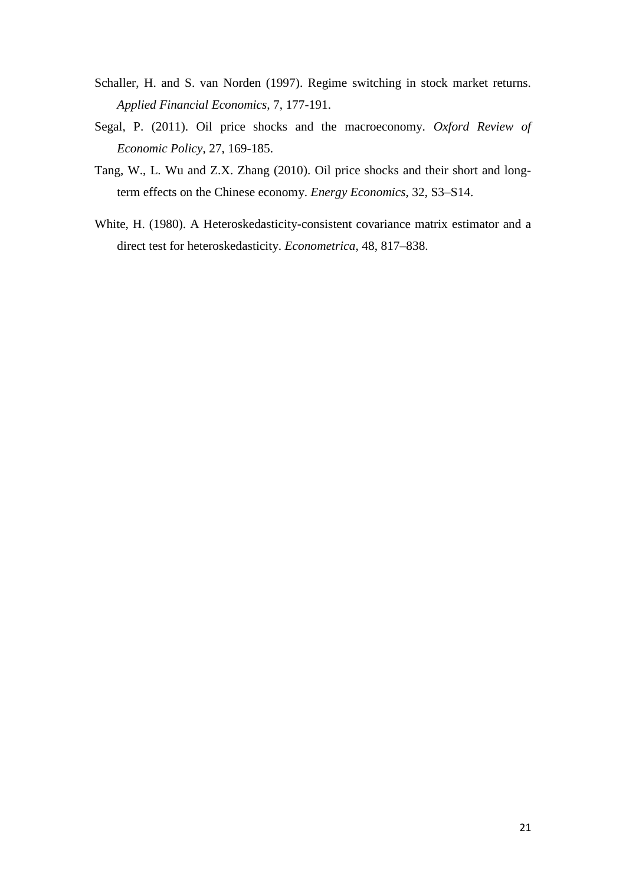Schaller, H. and S. van Norden (1997). Regime switching in stock market returns. *Applied Financial Economics*, 7, 177-191.

Segal, P. (2011). Oil price shocks and the macroeconomy. *Oxford Review of Economic Policy*, 27, 169-185.

Tang, W., L. Wu and Z.X. Zhang (2010). Oil price shocks and their short and long-term effects on the Chinese economy. *Energy Economics*, 32, S3–S14.

White, H. (1980). A Heteroskedasticity-consistent covariance matrix estimator and a direct test for heteroskedasticity. *Econometrica*, 48, 817–838.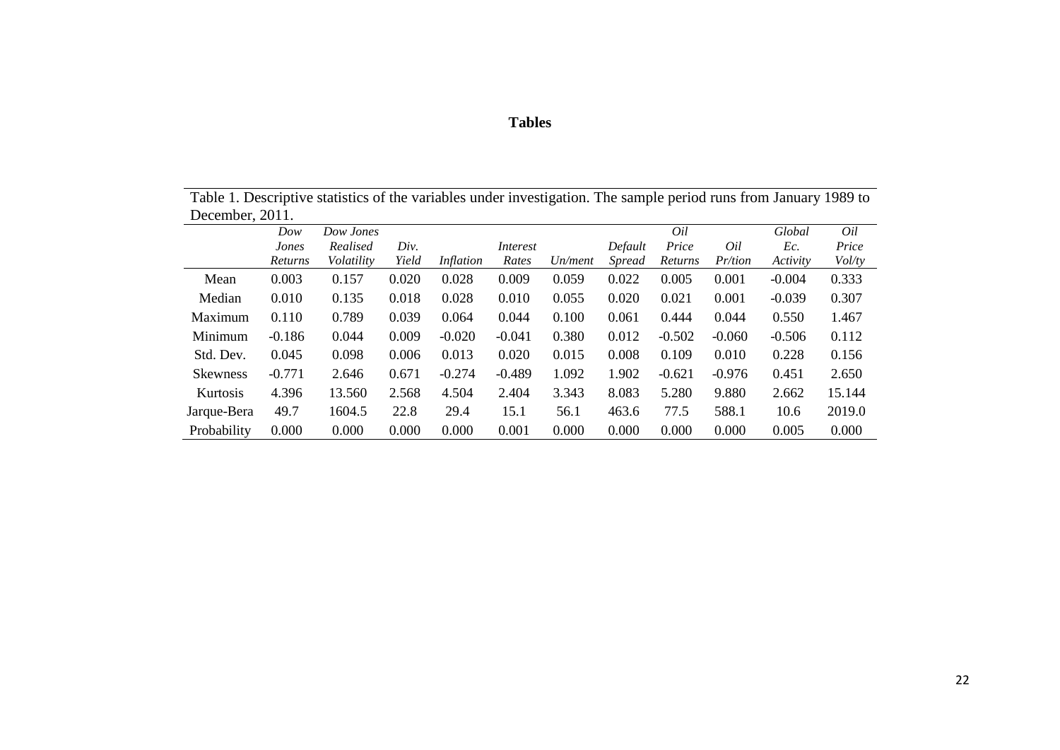# Tables

Table 1. Descriptive statistics of the variables under investigation. The sample period runs from January 1989 to December, 2011.

| | *Dow Jones Returns* | *Dow Jones Realised Volatility* | *Div. Yield* | *Inflation* | *Interest Rates* | *Un/ment* | *Default Spread* | *Oil Price Returns* | *Oil Pr/tion* | *Global Ec. Activity* | *Oil Price Vol/ty* |
|---|---|---|---|---|---|---|---|---|---|---|---|
| Mean | 0.003 | 0.157 | 0.020 | 0.028 | 0.009 | 0.059 | 0.022 | 0.005 | 0.001 | -0.004 | 0.333 |
| Median | 0.010 | 0.135 | 0.018 | 0.028 | 0.010 | 0.055 | 0.020 | 0.021 | 0.001 | -0.039 | 0.307 |
| Maximum | 0.110 | 0.789 | 0.039 | 0.064 | 0.044 | 0.100 | 0.061 | 0.444 | 0.044 | 0.550 | 1.467 |
| Minimum | -0.186 | 0.044 | 0.009 | -0.020 | -0.041 | 0.380 | 0.012 | -0.502 | -0.060 | -0.506 | 0.112 |
| Std. Dev. | 0.045 | 0.098 | 0.006 | 0.013 | 0.020 | 0.015 | 0.008 | 0.109 | 0.010 | 0.228 | 0.156 |
| Skewness | -0.771 | 2.646 | 0.671 | -0.274 | -0.489 | 1.092 | 1.902 | -0.621 | -0.976 | 0.451 | 2.650 |
| Kurtosis | 4.396 | 13.560 | 2.568 | 4.504 | 2.404 | 3.343 | 8.083 | 5.280 | 9.880 | 2.662 | 15.144 |
| Jarque-Bera | 49.7 | 1604.5 | 22.8 | 29.4 | 15.1 | 56.1 | 463.6 | 77.5 | 588.1 | 10.6 | 2019.0 |
| Probability | 0.000 | 0.000 | 0.000 | 0.000 | 0.001 | 0.000 | 0.000 | 0.000 | 0.000 | 0.005 | 0.000 |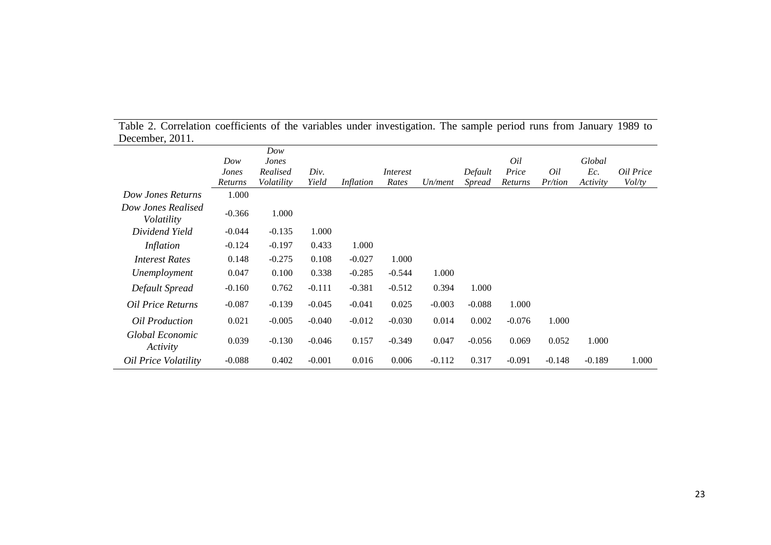Table 2. Correlation coefficients of the variables under investigation. The sample period runs from January 1989 to December, 2011.

| | *Dow Jones Returns* | *Dow Jones Realised Volatility* | *Div. Yield* | *Inflation* | *Interest Rates* | *Un/ment* | *Default Spread* | *Oil Price Returns* | *Oil Pr/tion* | *Global Ec. Activity* | *Oil Price Vol/ty* |
|---|---|---|---|---|---|---|---|---|---|---|---|
| *Dow Jones Returns* | 1.000 | | | | | | | | | | |
| *Dow Jones Realised Volatility* | -0.366 | 1.000 | | | | | | | | | |
| *Dividend Yield* | -0.044 | -0.135 | 1.000 | | | | | | | | |
| *Inflation* | -0.124 | -0.197 | 0.433 | 1.000 | | | | | | | |
| *Interest Rates* | 0.148 | -0.275 | 0.108 | -0.027 | 1.000 | | | | | | |
| *Unemployment* | 0.047 | 0.100 | 0.338 | -0.285 | -0.544 | 1.000 | | | | | |
| *Default Spread* | -0.160 | 0.762 | -0.111 | -0.381 | -0.512 | 0.394 | 1.000 | | | | |
| *Oil Price Returns* | -0.087 | -0.139 | -0.045 | -0.041 | 0.025 | -0.003 | -0.088 | 1.000 | | | |
| *Oil Production* | 0.021 | -0.005 | -0.040 | -0.012 | -0.030 | 0.014 | 0.002 | -0.076 | 1.000 | | |
| *Global Economic Activity* | 0.039 | -0.130 | -0.046 | 0.157 | -0.349 | 0.047 | -0.056 | 0.069 | 0.052 | 1.000 | |
| *Oil Price Volatility* | -0.088 | 0.402 | -0.001 | 0.016 | 0.006 | -0.112 | 0.317 | -0.091 | -0.148 | -0.189 | 1.000 |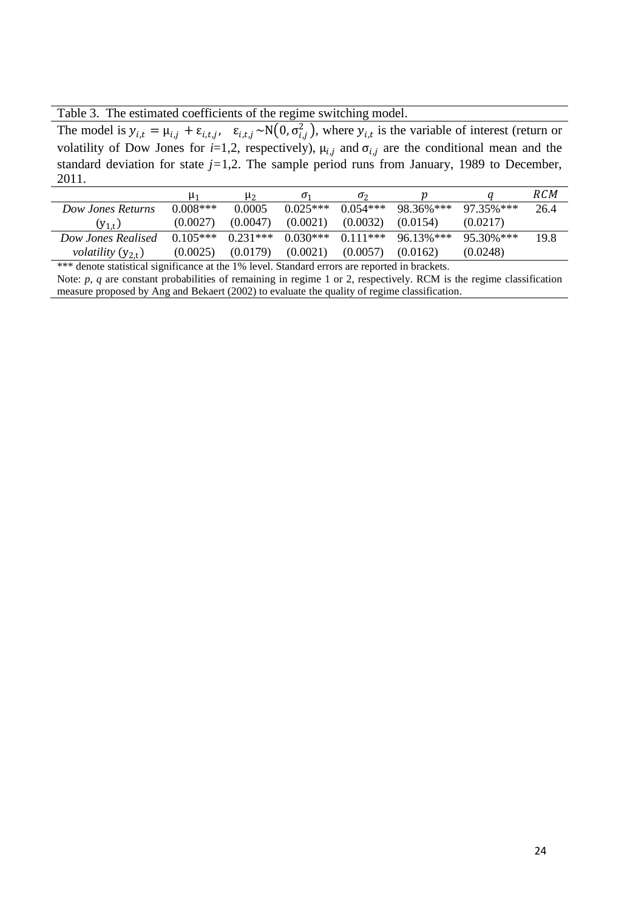Table 3. The estimated coefficients of the regime switching model.

The model is $y_{i,t} = \mu_{i,j} + \varepsilon_{i,t,j}$, $\varepsilon_{i,t,j} \sim N(0, \sigma_{i,j}^2)$, where $y_{i,t}$ is the variable of interest (return or volatility of Dow Jones for $i$=1,2, respectively), $\mu_{i,j}$ and $\sigma_{i,j}$ are the conditional mean and the standard deviation for state $j$=1,2. The sample period runs from January, 1989 to December, 2011.

| | $\mu_1$ | $\mu_2$ | $\sigma_1$ | $\sigma_2$ | $p$ | $q$ | $RCM$ |
|---|---|---|---|---|---|---|---|
| *Dow Jones Returns* | 0.008*** | 0.0005 | 0.025*** | 0.054*** | 98.36%*** | 97.35%*** | 26.4 |
| $(y_{1,t})$ | (0.0027) | (0.0047) | (0.0021) | (0.0032) | (0.0154) | (0.0217) | |
| *Dow Jones Realised* | 0.105*** | 0.231*** | 0.030*** | 0.111*** | 96.13%*** | 95.30%*** | 19.8 |
| *volatility* $(y_{2,t})$ | (0.0025) | (0.0179) | (0.0021) | (0.0057) | (0.0162) | (0.0248) | |

*** denote statistical significance at the 1% level. Standard errors are reported in brackets.

Note: $p$, $q$ are constant probabilities of remaining in regime 1 or 2, respectively. RCM is the regime classification measure proposed by Ang and Bekaert (2002) to evaluate the quality of regime classification.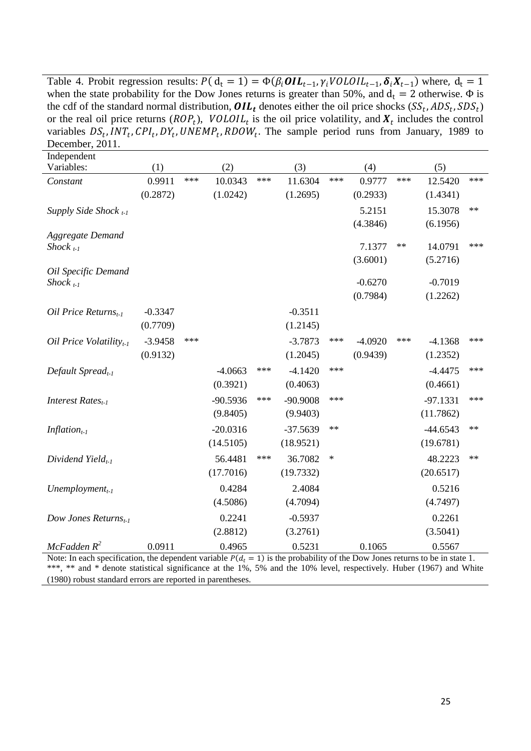Table 4. Probit regression results: $P(\mathrm{d_t} = 1) = \Phi(\beta_i \boldsymbol{OIL}_{t-1}, \gamma_i VOLOIL_{t-1}, \boldsymbol{\delta}_i \boldsymbol{X}_{t-1})$ where, $\mathrm{d_t} = 1$ when the state probability for the Dow Jones returns is greater than 50%, and $\mathrm{d_t} = 2$ otherwise. $\Phi$ is the cdf of the standard normal distribution, $\boldsymbol{OIL_t}$ denotes either the oil price shocks $(SS_t, ADS_t, SDS_t)$ or the real oil price returns $(ROP_t)$, $VOLOIL_t$ is the oil price volatility, and $\boldsymbol{X}_t$ includes the control variables $DS_t, INT_t, CPI_t, DY_t, UNEMP_t, RDOW_t$. The sample period runs from January, 1989 to December, 2011.

| Independent Variables: | (1) | | (2) | | (3) | | (4) | | (5) | |
|---|---|---|---|---|---|---|---|---|---|---|
| *Constant* | 0.9911 | *** | 10.0343 | *** | 11.6304 | *** | 0.9777 | *** | 12.5420 | *** |
| | (0.2872) | | (1.0242) | | (1.2695) | | (0.2933) | | (1.4341) | |
| *Supply Side Shock $_{t-1}$* | | | | | | | 5.2151 | | 15.3078 | ** |
| | | | | | | | (4.3846) | | (6.1956) | |
| *Aggregate Demand Shock $_{t-1}$* | | | | | | | 7.1377 | ** | 14.0791 | *** |
| | | | | | | | (3.6001) | | (5.2716) | |
| *Oil Specific Demand Shock $_{t-1}$* | | | | | | | -0.6270 | | -0.7019 | |
| | | | | | | | (0.7984) | | (1.2262) | |
| *Oil Price Returns$_{t-1}$* | -0.3347 | | | | -0.3511 | | | | | |
| | (0.7709) | | | | (1.2145) | | | | | |
| *Oil Price Volatility$_{t-1}$* | -3.9458 | *** | | | -3.7873 | *** | -4.0920 | *** | -4.1368 | *** |
| | (0.9132) | | | | (1.2045) | | (0.9439) | | (1.2352) | |
| *Default Spread$_{t-1}$* | | | -4.0663 | *** | -4.1420 | *** | | | -4.4475 | *** |
| | | | (0.3921) | | (0.4063) | | | | (0.4661) | |
| *Interest Rates$_{t-1}$* | | | -90.5936 | *** | -90.9008 | *** | | | -97.1331 | *** |
| | | | (9.8405) | | (9.9403) | | | | (11.7862) | |
| *Inflation$_{t-1}$* | | | -20.0316 | | -37.5639 | ** | | | -44.6543 | ** |
| | | | (14.5105) | | (18.9521) | | | | (19.6781) | |
| *Dividend Yield$_{t-1}$* | | | 56.4481 | *** | 36.7082 | * | | | 48.2223 | ** |
| | | | (17.7016) | | (19.7332) | | | | (20.6517) | |
| *Unemployment$_{t-1}$* | | | 0.4284 | | 2.4084 | | | | 0.5216 | |
| | | | (4.5086) | | (4.7094) | | | | (4.7497) | |
| *Dow Jones Returns$_{t-1}$* | | | 0.2241 | | -0.5937 | | | | 0.2261 | |
| | | | (2.8812) | | (3.2761) | | | | (3.5041) | |
| *McFadden $R^2$* | 0.0911 | | 0.4965 | | 0.5231 | | 0.1065 | | 0.5567 | |

Note: In each specification, the dependent variable $P(d_t = 1)$ is the probability of the Dow Jones returns to be in state 1. ***, ** and * denote statistical significance at the 1%, 5% and the 10% level, respectively. Huber (1967) and White (1980) robust standard errors are reported in parentheses.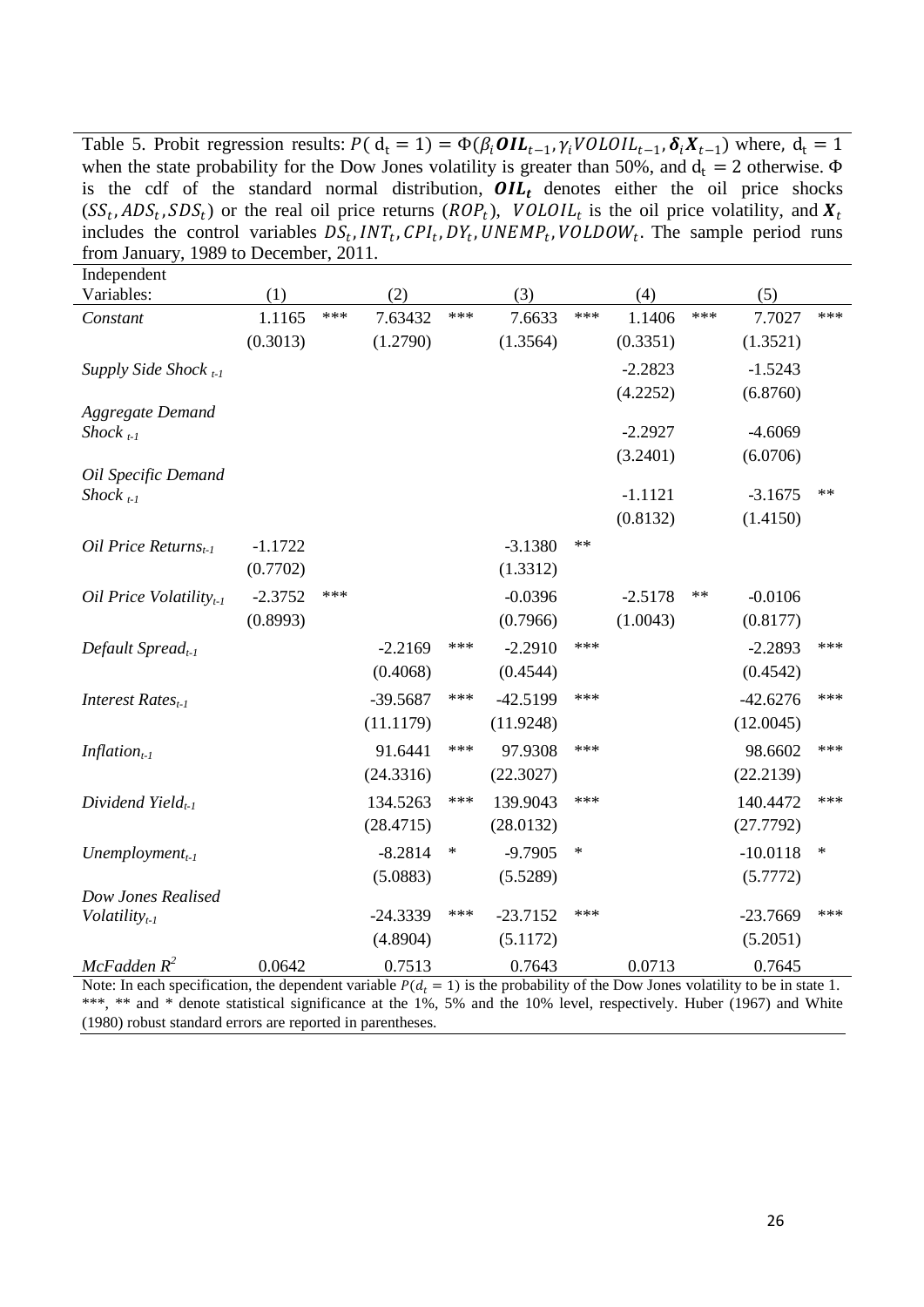Table 5. Probit regression results: $P(\mathrm{d}_t = 1) = \Phi(\beta_i \boldsymbol{OIL}_{t-1}, \gamma_i VOLOIL_{t-1}, \boldsymbol{\delta}_i \boldsymbol{X}_{t-1})$ where, $\mathrm{d}_t = 1$ when the state probability for the Dow Jones volatility is greater than 50%, and $\mathrm{d}_t = 2$ otherwise. $\Phi$ is the cdf of the standard normal distribution, $\boldsymbol{OIL_t}$ denotes either the oil price shocks ($SS_t, ADS_t, SDS_t$) or the real oil price returns ($ROP_t$), $VOLOIL_t$ is the oil price volatility, and $\boldsymbol{X}_t$ includes the control variables $DS_t, INT_t, CPI_t, DY_t, UNEMP_t, VOLDOW_t$. The sample period runs from January, 1989 to December, 2011.

| Independent Variables: | (1) | | (2) | | (3) | | (4) | | (5) | |
|---|---|---|---|---|---|---|---|---|---|---|
| *Constant* | 1.1165 | *** | 7.63432 | *** | 7.6633 | *** | 1.1406 | *** | 7.7027 | *** |
| | (0.3013) | | (1.2790) | | (1.3564) | | (0.3351) | | (1.3521) | |
| *Supply Side Shock $_{t-1}$* | | | | | | | -2.2823 | | -1.5243 | |
| | | | | | | | (4.2252) | | (6.8760) | |
| *Aggregate Demand Shock $_{t-1}$* | | | | | | | -2.2927 | | -4.6069 | |
| | | | | | | | (3.2401) | | (6.0706) | |
| *Oil Specific Demand Shock $_{t-1}$* | | | | | | | -1.1121 | | -3.1675 | ** |
| | | | | | | | (0.8132) | | (1.4150) | |
| *Oil Price Returns$_{t-1}$* | -1.1722 | | | | -3.1380 | ** | | | | |
| | (0.7702) | | | | (1.3312) | | | | | |
| *Oil Price Volatility$_{t-1}$* | -2.3752 | *** | | | -0.0396 | | -2.5178 | ** | -0.0106 | |
| | (0.8993) | | | | (0.7966) | | (1.0043) | | (0.8177) | |
| *Default Spread$_{t-1}$* | | | -2.2169 | *** | -2.2910 | *** | | | -2.2893 | *** |
| | | | (0.4068) | | (0.4544) | | | | (0.4542) | |
| *Interest Rates$_{t-1}$* | | | -39.5687 | *** | -42.5199 | *** | | | -42.6276 | *** |
| | | | (11.1179) | | (11.9248) | | | | (12.0045) | |
| *Inflation$_{t-1}$* | | | 91.6441 | *** | 97.9308 | *** | | | 98.6602 | *** |
| | | | (24.3316) | | (22.3027) | | | | (22.2139) | |
| *Dividend Yield$_{t-1}$* | | | 134.5263 | *** | 139.9043 | *** | | | 140.4472 | *** |
| | | | (28.4715) | | (28.0132) | | | | (27.7792) | |
| *Unemployment$_{t-1}$* | | | -8.2814 | * | -9.7905 | * | | | -10.0118 | * |
| | | | (5.0883) | | (5.5289) | | | | (5.7772) | |
| *Dow Jones Realised Volatility$_{t-1}$* | | | -24.3339 | *** | -23.7152 | *** | | | -23.7669 | *** |
| | | | (4.8904) | | (5.1172) | | | | (5.2051) | |
| *McFadden $R^2$* | 0.0642 | | 0.7513 | | 0.7643 | | 0.0713 | | 0.7645 | |

Note: In each specification, the dependent variable $P(d_t = 1)$ is the probability of the Dow Jones volatility to be in state 1. ***, ** and * denote statistical significance at the 1%, 5% and the 10% level, respectively. Huber (1967) and White (1980) robust standard errors are reported in parentheses.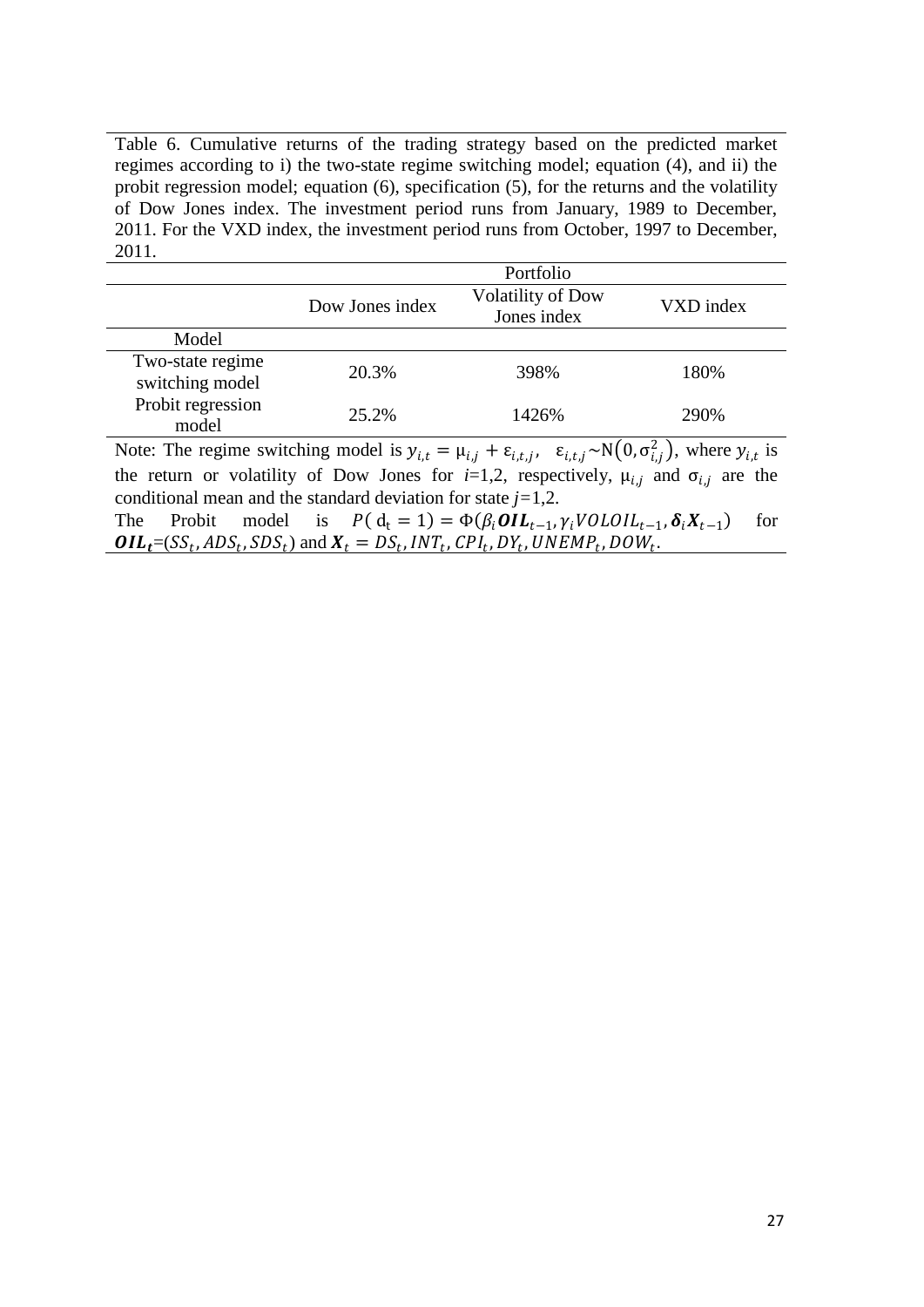Table 6. Cumulative returns of the trading strategy based on the predicted market regimes according to i) the two-state regime switching model; equation (4), and ii) the probit regression model; equation (6), specification (5), for the returns and the volatility of Dow Jones index. The investment period runs from January, 1989 to December, 2011. For the VXD index, the investment period runs from October, 1997 to December, 2011.

| | Portfolio | | |
|---|---|---|---|
| | Dow Jones index | Volatility of Dow Jones index | VXD index |
| Model | | | |
| Two-state regime switching model | 20.3% | 398% | 180% |
| Probit regression model | 25.2% | 1426% | 290% |

Note: The regime switching model is $y_{i,t} = \mu_{i,j} + \varepsilon_{i,t,j}$, $\varepsilon_{i,t,j} \sim \mathrm{N}(0, \sigma_{i,j}^2)$, where $y_{i,t}$ is the return or volatility of Dow Jones for $i$=1,2, respectively, $\mu_{i,j}$ and $\sigma_{i,j}$ are the conditional mean and the standard deviation for state $j$=1,2.
The Probit model is $P(\mathrm{d_t} = 1) = \Phi(\beta_i \boldsymbol{OIL}_{t-1}, \gamma_i VOLOIL_{t-1}, \boldsymbol{\delta}_i \boldsymbol{X}_{t-1})$ for $\boldsymbol{OIL_t}$=$(SS_t, ADS_t, SDS_t)$ and $\boldsymbol{X}_t = DS_t, INT_t, CPI_t, DY_t, UNEMP_t, DOW_t$.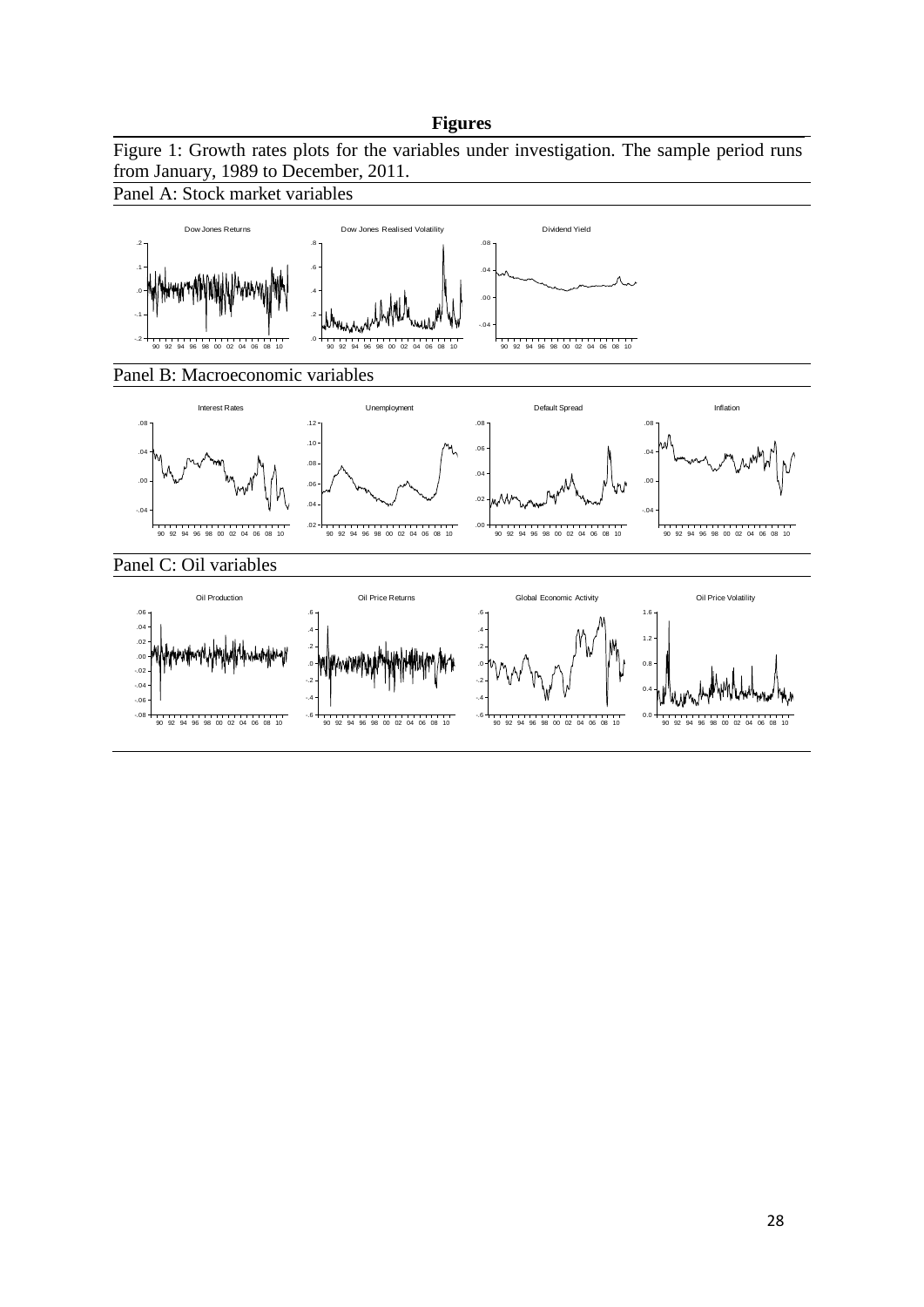# Figures

Figure 1: Growth rates plots for the variables under investigation. The sample period runs from January, 1989 to December, 2011.

Panel A: Stock market variables

Panel B: Macroeconomic variables

Panel C: Oil variables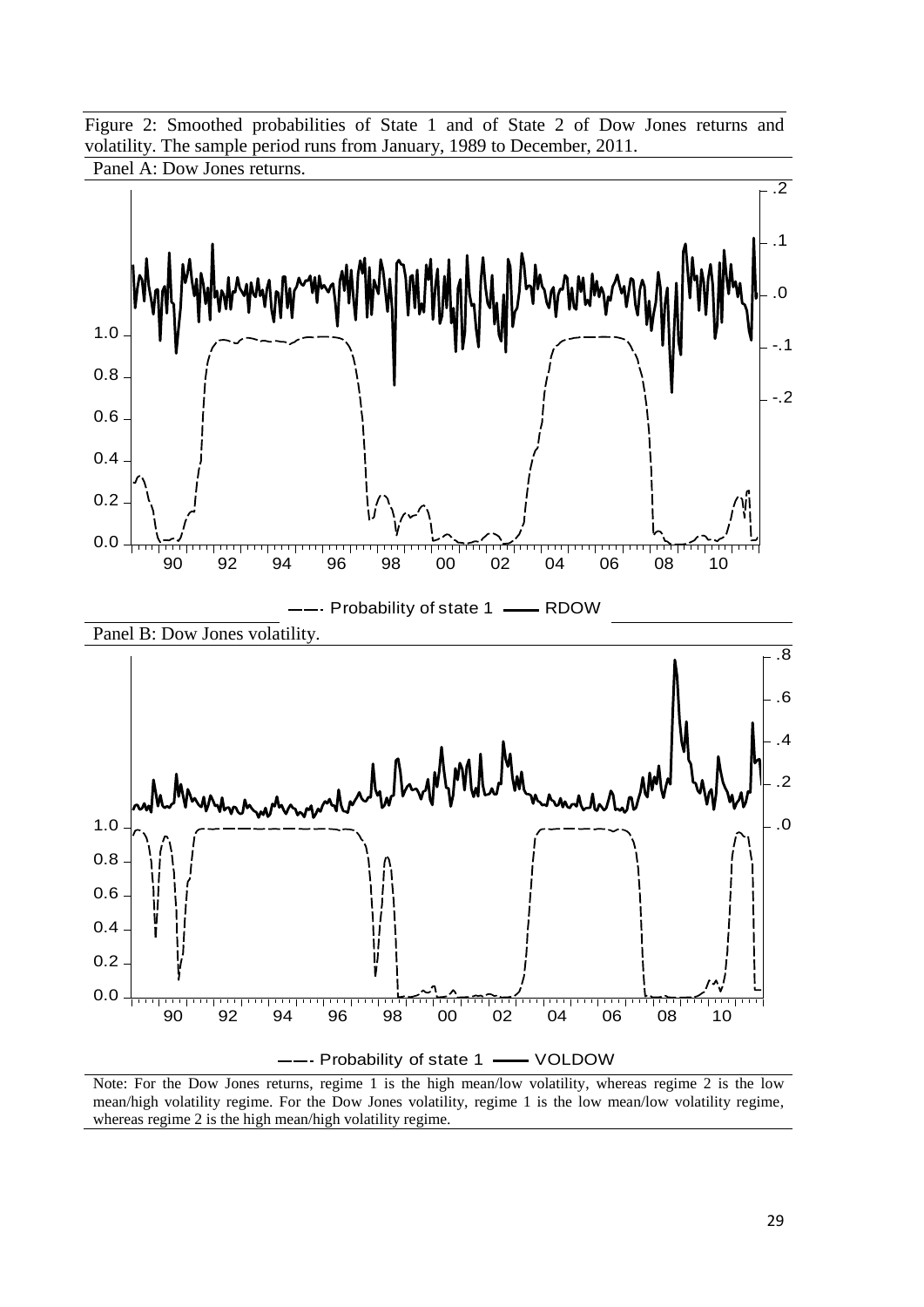Figure 2: Smoothed probabilities of State 1 and of State 2 of Dow Jones returns and volatility. The sample period runs from January, 1989 to December, 2011.

Panel A: Dow Jones returns.

Panel B: Dow Jones volatility.

Note: For the Dow Jones returns, regime 1 is the high mean/low volatility, whereas regime 2 is the low mean/high volatility regime. For the Dow Jones volatility, regime 1 is the low mean/low volatility regime, whereas regime 2 is the high mean/high volatility regime.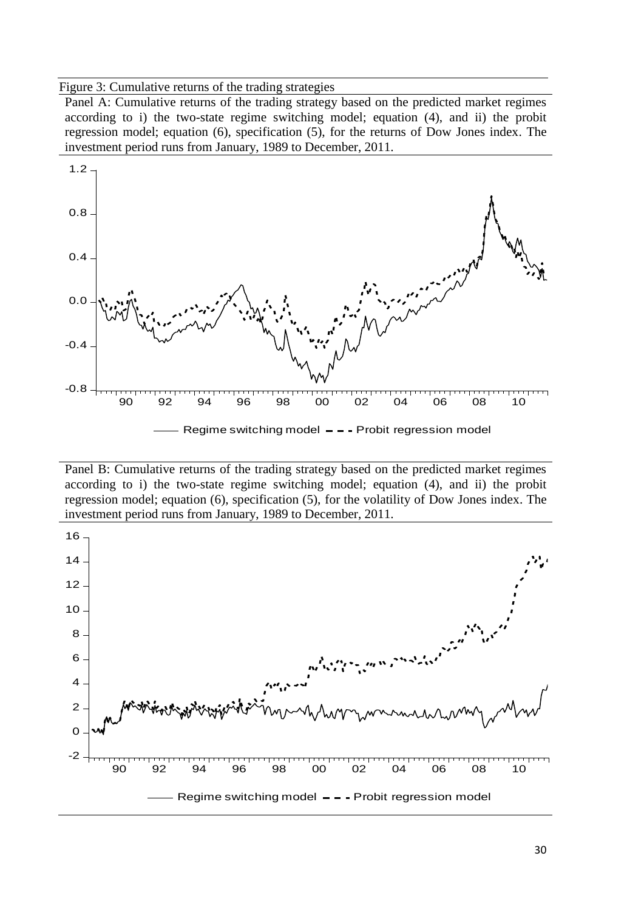Figure 3: Cumulative returns of the trading strategies

Panel A: Cumulative returns of the trading strategy based on the predicted market regimes according to i) the two-state regime switching model; equation (4), and ii) the probit regression model; equation (6), specification (5), for the returns of Dow Jones index. The investment period runs from January, 1989 to December, 2011.

1.2
0.8
0.4
0.0
-0.4
-0.8
90 92 94 96 98 00 02 04 06 08 10

Regime switching model - - - Probit regression model

Panel B: Cumulative returns of the trading strategy based on the predicted market regimes according to i) the two-state regime switching model; equation (4), and ii) the probit regression model; equation (6), specification (5), for the volatility of Dow Jones index. The investment period runs from January, 1989 to December, 2011.

16
14
12
10
8
6
4
2
0
-2
90 92 94 96 98 00 02 04 06 08 10

Regime switching model - - - Probit regression model